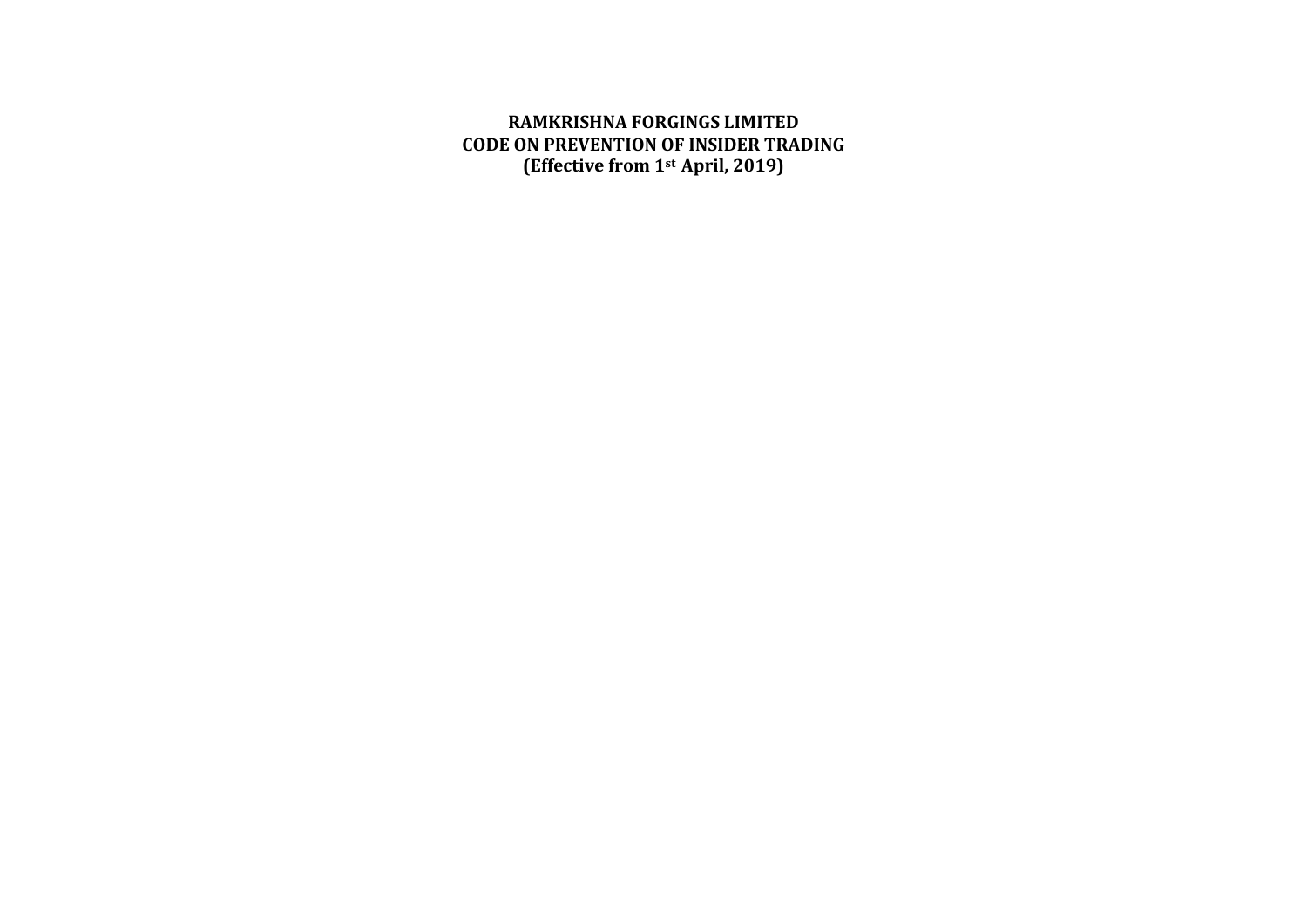# RAMKRISHNA FORGINGS LIMITED
## CODE ON PREVENTION OF INSIDER TRADING
### (Effective from 1st April, 2019)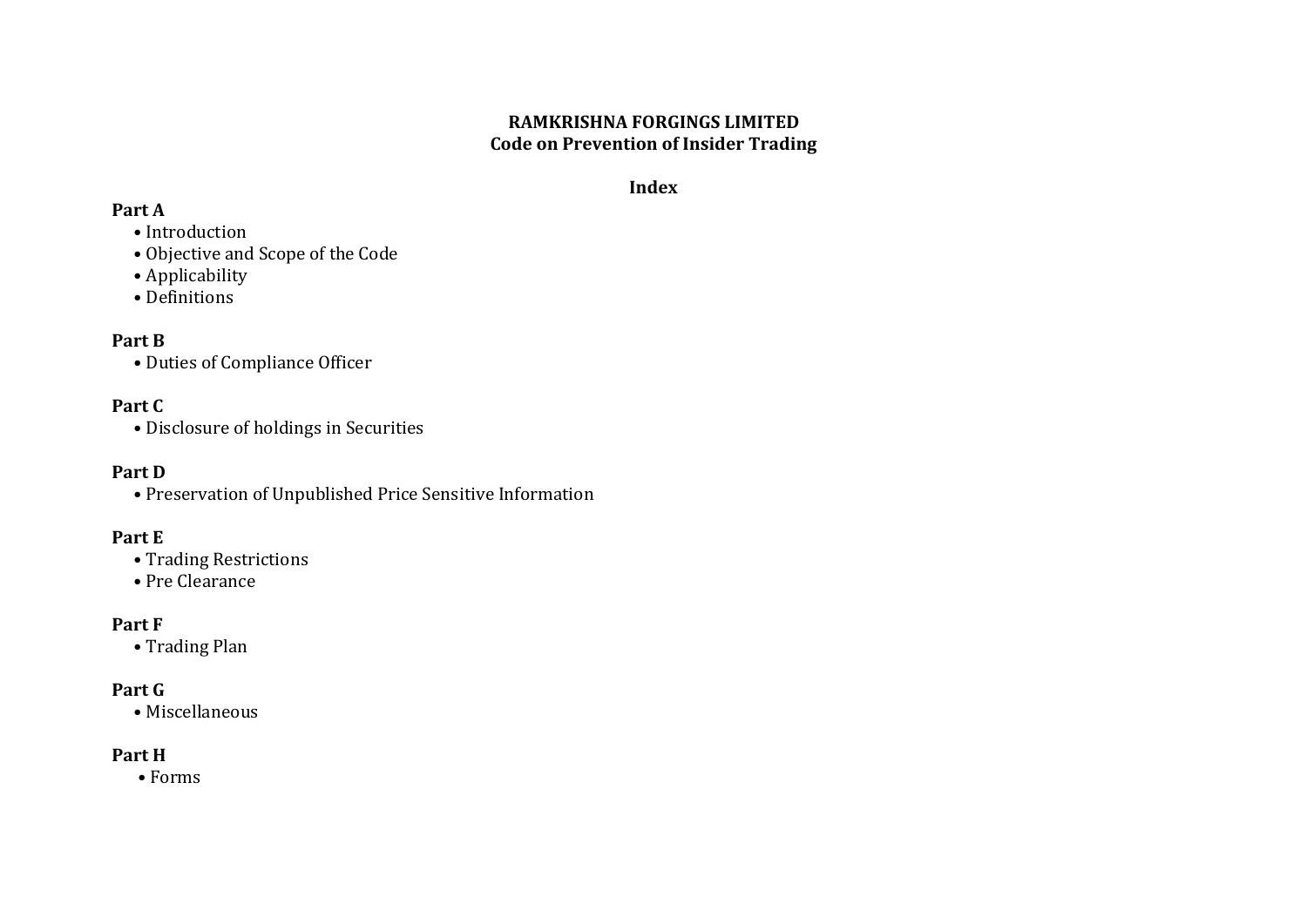**RAMKRISHNA FORGINGS LIMITED**
**Code on Prevention of Insider Trading**

**Index**

**Part A**

- Introduction
- Objective and Scope of the Code
- Applicability
- Definitions

**Part B**

- Duties of Compliance Officer

**Part C**

- Disclosure of holdings in Securities

**Part D**

- Preservation of Unpublished Price Sensitive Information

**Part E**

- Trading Restrictions
- Pre Clearance

**Part F**

- Trading Plan

**Part G**

- Miscellaneous

**Part H**

- Forms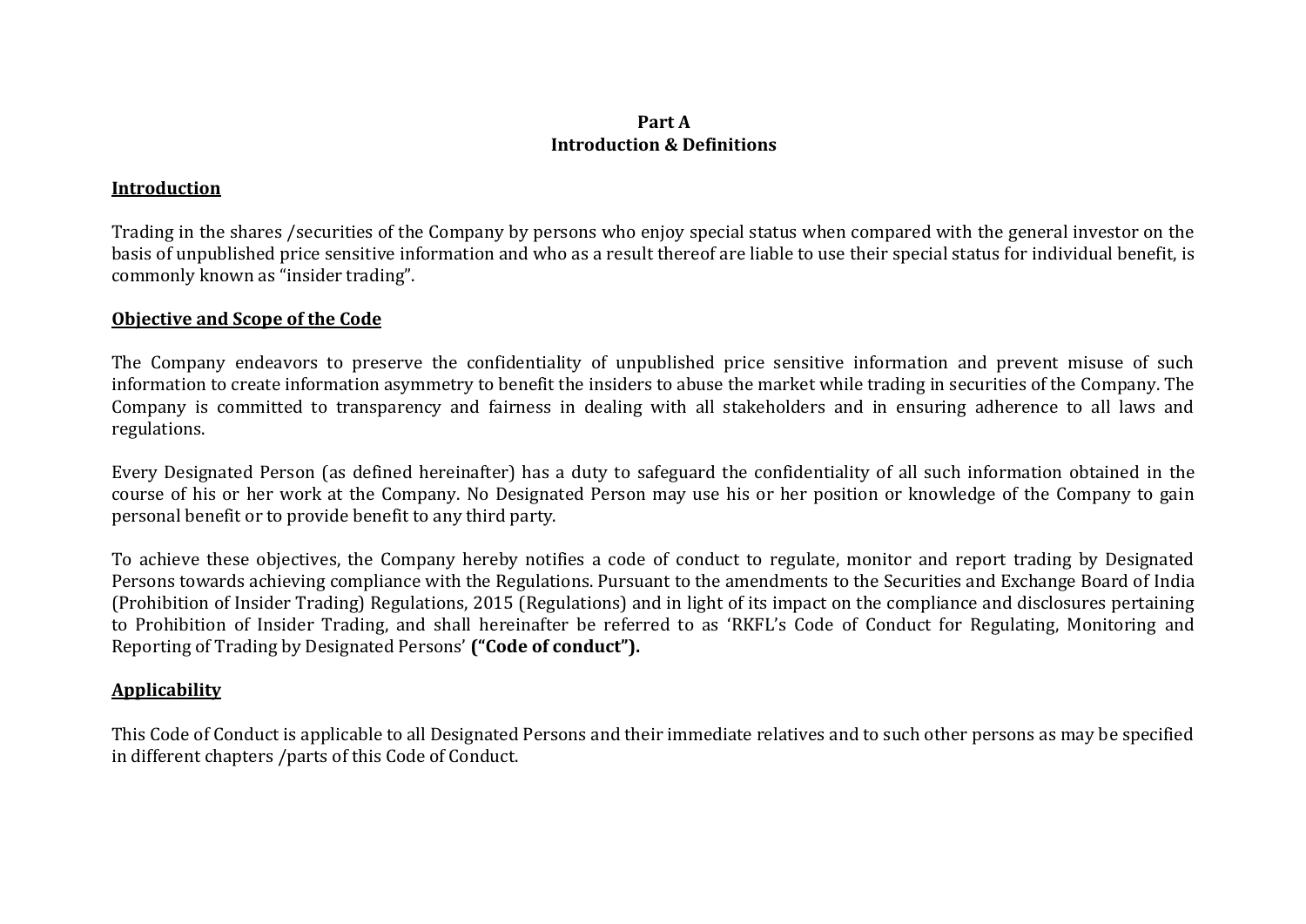# Part A
# Introduction & Definitions

## Introduction

Trading in the shares /securities of the Company by persons who enjoy special status when compared with the general investor on the basis of unpublished price sensitive information and who as a result thereof are liable to use their special status for individual benefit, is commonly known as "insider trading".

## Objective and Scope of the Code

The Company endeavors to preserve the confidentiality of unpublished price sensitive information and prevent misuse of such information to create information asymmetry to benefit the insiders to abuse the market while trading in securities of the Company. The Company is committed to transparency and fairness in dealing with all stakeholders and in ensuring adherence to all laws and regulations.

Every Designated Person (as defined hereinafter) has a duty to safeguard the confidentiality of all such information obtained in the course of his or her work at the Company. No Designated Person may use his or her position or knowledge of the Company to gain personal benefit or to provide benefit to any third party.

To achieve these objectives, the Company hereby notifies a code of conduct to regulate, monitor and report trading by Designated Persons towards achieving compliance with the Regulations. Pursuant to the amendments to the Securities and Exchange Board of India (Prohibition of Insider Trading) Regulations, 2015 (Regulations) and in light of its impact on the compliance and disclosures pertaining to Prohibition of Insider Trading, and shall hereinafter be referred to as 'RKFL's Code of Conduct for Regulating, Monitoring and Reporting of Trading by Designated Persons' **("Code of conduct").**

## Applicability

This Code of Conduct is applicable to all Designated Persons and their immediate relatives and to such other persons as may be specified in different chapters /parts of this Code of Conduct.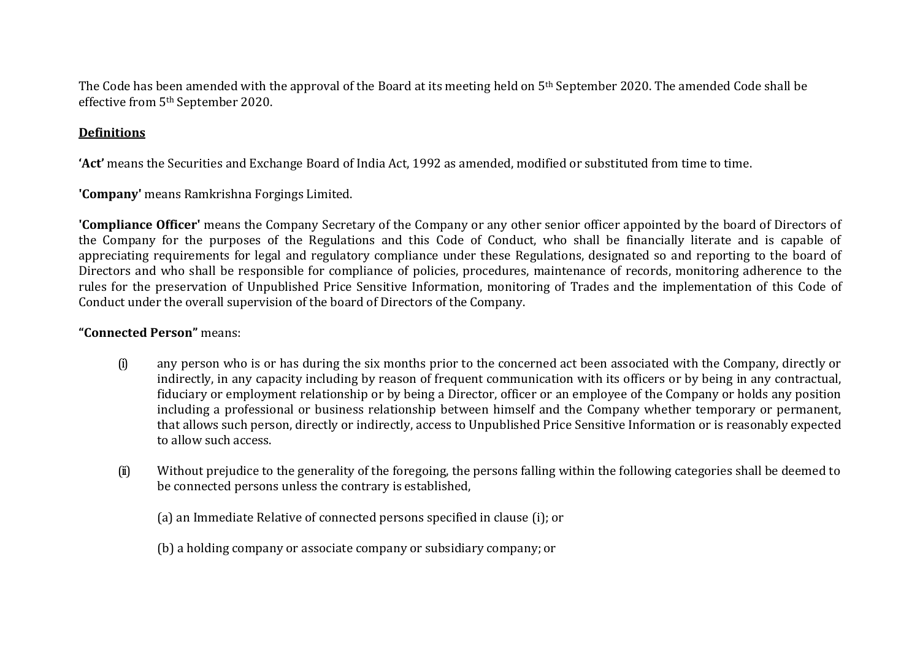The Code has been amended with the approval of the Board at its meeting held on 5th September 2020. The amended Code shall be effective from 5th September 2020.

**Definitions**

**'Act'** means the Securities and Exchange Board of India Act, 1992 as amended, modified or substituted from time to time.

**'Company'** means Ramkrishna Forgings Limited.

**'Compliance Officer'** means the Company Secretary of the Company or any other senior officer appointed by the board of Directors of the Company for the purposes of the Regulations and this Code of Conduct, who shall be financially literate and is capable of appreciating requirements for legal and regulatory compliance under these Regulations, designated so and reporting to the board of Directors and who shall be responsible for compliance of policies, procedures, maintenance of records, monitoring adherence to the rules for the preservation of Unpublished Price Sensitive Information, monitoring of Trades and the implementation of this Code of Conduct under the overall supervision of the board of Directors of the Company.

**"Connected Person"** means:

(i) any person who is or has during the six months prior to the concerned act been associated with the Company, directly or indirectly, in any capacity including by reason of frequent communication with its officers or by being in any contractual, fiduciary or employment relationship or by being a Director, officer or an employee of the Company or holds any position including a professional or business relationship between himself and the Company whether temporary or permanent, that allows such person, directly or indirectly, access to Unpublished Price Sensitive Information or is reasonably expected to allow such access.

(ii) Without prejudice to the generality of the foregoing, the persons falling within the following categories shall be deemed to be connected persons unless the contrary is established,

(a) an Immediate Relative of connected persons specified in clause (i); or

(b) a holding company or associate company or subsidiary company; or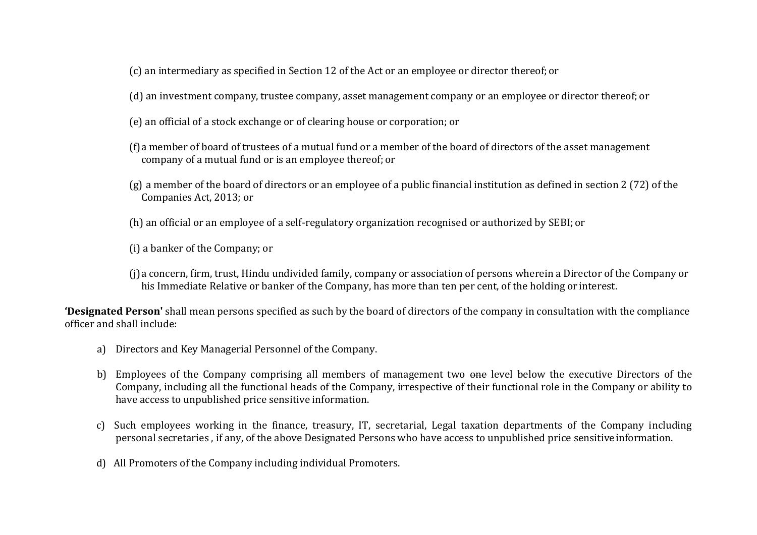(c) an intermediary as specified in Section 12 of the Act or an employee or director thereof; or

(d) an investment company, trustee company, asset management company or an employee or director thereof; or

(e) an official of a stock exchange or of clearing house or corporation; or

(f) a member of board of trustees of a mutual fund or a member of the board of directors of the asset management company of a mutual fund or is an employee thereof; or

(g) a member of the board of directors or an employee of a public financial institution as defined in section 2 (72) of the Companies Act, 2013; or

(h) an official or an employee of a self-regulatory organization recognised or authorized by SEBI; or

(i) a banker of the Company; or

(j) a concern, firm, trust, Hindu undivided family, company or association of persons wherein a Director of the Company or his Immediate Relative or banker of the Company, has more than ten per cent, of the holding or interest.

**'Designated Person'** shall mean persons specified as such by the board of directors of the company in consultation with the compliance officer and shall include:

a) Directors and Key Managerial Personnel of the Company.

b) Employees of the Company comprising all members of management two ~~one~~ level below the executive Directors of the Company, including all the functional heads of the Company, irrespective of their functional role in the Company or ability to have access to unpublished price sensitive information.

c) Such employees working in the finance, treasury, IT, secretarial, Legal taxation departments of the Company including personal secretaries , if any, of the above Designated Persons who have access to unpublished price sensitive information.

d) All Promoters of the Company including individual Promoters.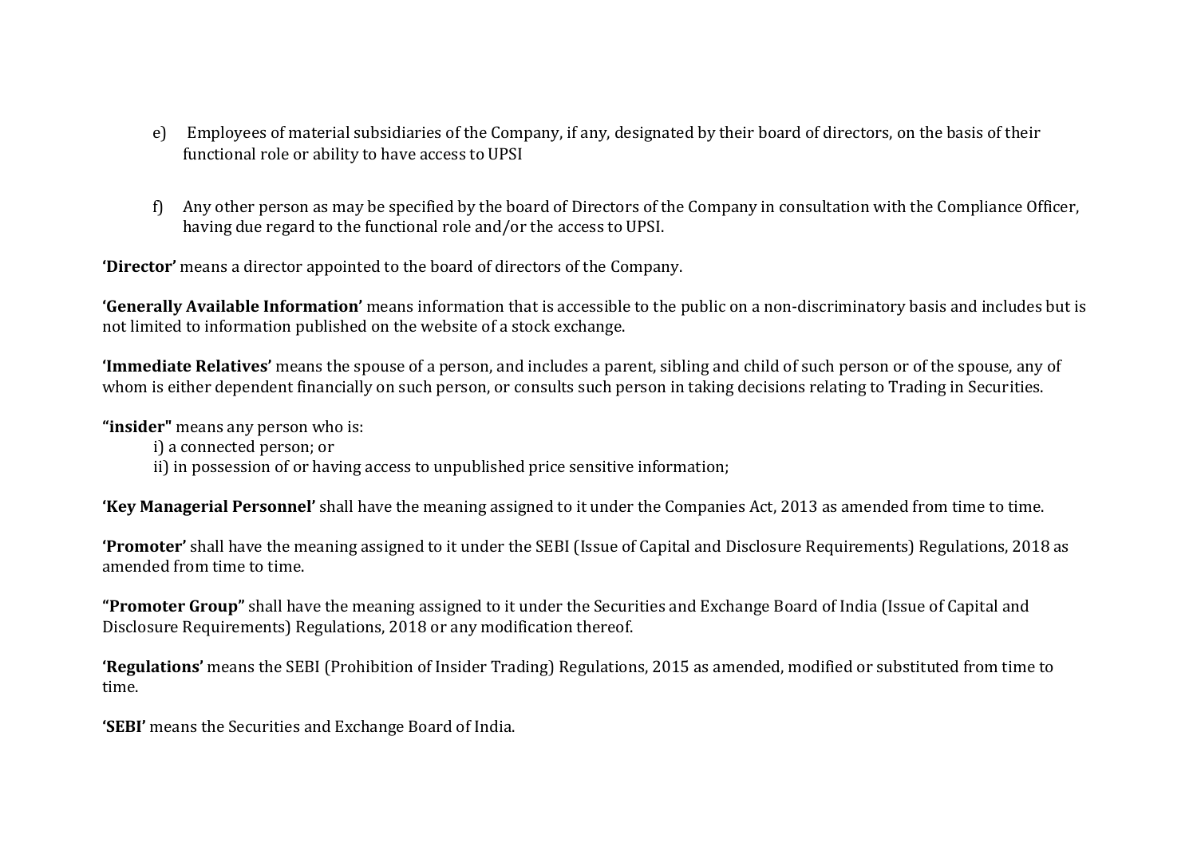e) Employees of material subsidiaries of the Company, if any, designated by their board of directors, on the basis of their functional role or ability to have access to UPSI

f) Any other person as may be specified by the board of Directors of the Company in consultation with the Compliance Officer, having due regard to the functional role and/or the access to UPSI.

**'Director'** means a director appointed to the board of directors of the Company.

**'Generally Available Information'** means information that is accessible to the public on a non-discriminatory basis and includes but is not limited to information published on the website of a stock exchange.

**'Immediate Relatives'** means the spouse of a person, and includes a parent, sibling and child of such person or of the spouse, any of whom is either dependent financially on such person, or consults such person in taking decisions relating to Trading in Securities.

**"insider"** means any person who is:

i) a connected person; or

ii) in possession of or having access to unpublished price sensitive information;

**'Key Managerial Personnel'** shall have the meaning assigned to it under the Companies Act, 2013 as amended from time to time.

**'Promoter'** shall have the meaning assigned to it under the SEBI (Issue of Capital and Disclosure Requirements) Regulations, 2018 as amended from time to time.

**"Promoter Group"** shall have the meaning assigned to it under the Securities and Exchange Board of India (Issue of Capital and Disclosure Requirements) Regulations, 2018 or any modification thereof.

**'Regulations'** means the SEBI (Prohibition of Insider Trading) Regulations, 2015 as amended, modified or substituted from time to time.

**'SEBI'** means the Securities and Exchange Board of India.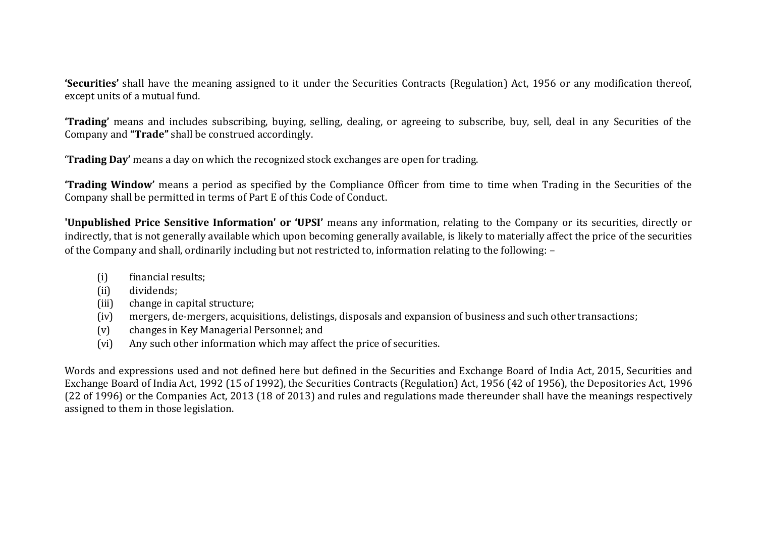**'Securities'** shall have the meaning assigned to it under the Securities Contracts (Regulation) Act, 1956 or any modification thereof, except units of a mutual fund.

**'Trading'** means and includes subscribing, buying, selling, dealing, or agreeing to subscribe, buy, sell, deal in any Securities of the Company and **"Trade"** shall be construed accordingly.

'**Trading Day'** means a day on which the recognized stock exchanges are open for trading.

**'Trading Window'** means a period as specified by the Compliance Officer from time to time when Trading in the Securities of the Company shall be permitted in terms of Part E of this Code of Conduct.

**'Unpublished Price Sensitive Information' or 'UPSI'** means any information, relating to the Company or its securities, directly or indirectly, that is not generally available which upon becoming generally available, is likely to materially affect the price of the securities of the Company and shall, ordinarily including but not restricted to, information relating to the following: –

(i) financial results;
(ii) dividends;
(iii) change in capital structure;
(iv) mergers, de-mergers, acquisitions, delistings, disposals and expansion of business and such other transactions;
(v) changes in Key Managerial Personnel; and
(vi) Any such other information which may affect the price of securities.

Words and expressions used and not defined here but defined in the Securities and Exchange Board of India Act, 2015, Securities and Exchange Board of India Act, 1992 (15 of 1992), the Securities Contracts (Regulation) Act, 1956 (42 of 1956), the Depositories Act, 1996 (22 of 1996) or the Companies Act, 2013 (18 of 2013) and rules and regulations made thereunder shall have the meanings respectively assigned to them in those legislation.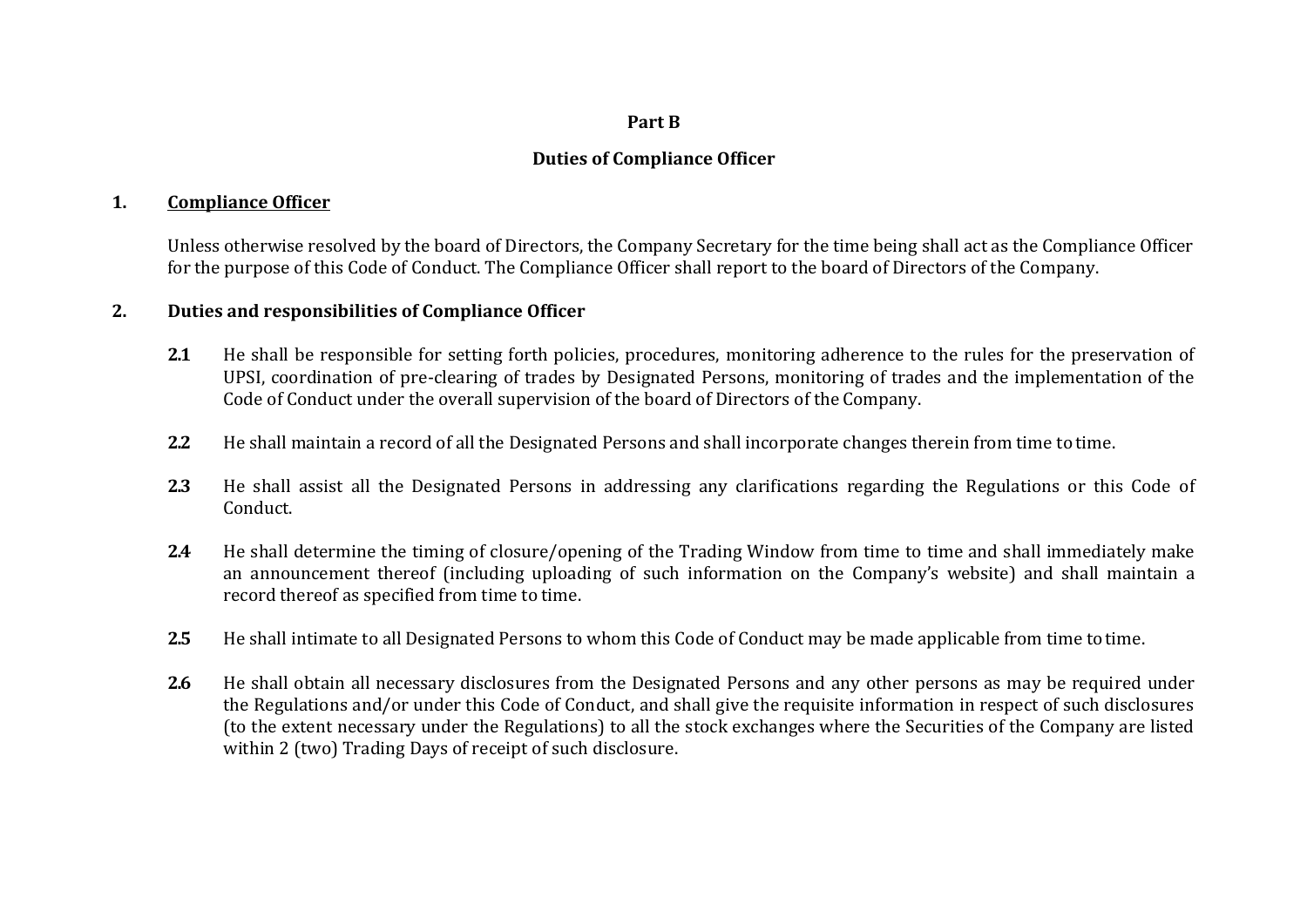# Part B

## Duties of Compliance Officer

**1. <u>Compliance Officer</u>**

Unless otherwise resolved by the board of Directors, the Company Secretary for the time being shall act as the Compliance Officer for the purpose of this Code of Conduct. The Compliance Officer shall report to the board of Directors of the Company.

**2. Duties and responsibilities of Compliance Officer**

**2.1** He shall be responsible for setting forth policies, procedures, monitoring adherence to the rules for the preservation of UPSI, coordination of pre-clearing of trades by Designated Persons, monitoring of trades and the implementation of the Code of Conduct under the overall supervision of the board of Directors of the Company.

**2.2** He shall maintain a record of all the Designated Persons and shall incorporate changes therein from time to time.

**2.3** He shall assist all the Designated Persons in addressing any clarifications regarding the Regulations or this Code of Conduct.

**2.4** He shall determine the timing of closure/opening of the Trading Window from time to time and shall immediately make an announcement thereof (including uploading of such information on the Company's website) and shall maintain a record thereof as specified from time to time.

**2.5** He shall intimate to all Designated Persons to whom this Code of Conduct may be made applicable from time to time.

**2.6** He shall obtain all necessary disclosures from the Designated Persons and any other persons as may be required under the Regulations and/or under this Code of Conduct, and shall give the requisite information in respect of such disclosures (to the extent necessary under the Regulations) to all the stock exchanges where the Securities of the Company are listed within 2 (two) Trading Days of receipt of such disclosure.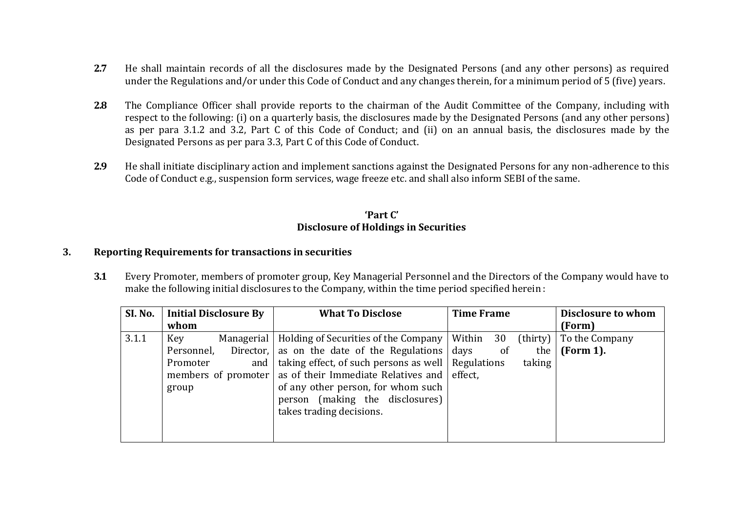**2.7** He shall maintain records of all the disclosures made by the Designated Persons (and any other persons) as required under the Regulations and/or under this Code of Conduct and any changes therein, for a minimum period of 5 (five) years.

**2.8** The Compliance Officer shall provide reports to the chairman of the Audit Committee of the Company, including with respect to the following: (i) on a quarterly basis, the disclosures made by the Designated Persons (and any other persons) as per para 3.1.2 and 3.2, Part C of this Code of Conduct; and (ii) on an annual basis, the disclosures made by the Designated Persons as per para 3.3, Part C of this Code of Conduct.

**2.9** He shall initiate disciplinary action and implement sanctions against the Designated Persons for any non-adherence to this Code of Conduct e.g., suspension form services, wage freeze etc. and shall also inform SEBI of the same.

## 'Part C'
## Disclosure of Holdings in Securities

### 3. Reporting Requirements for transactions in securities

**3.1** Every Promoter, members of promoter group, Key Managerial Personnel and the Directors of the Company would have to make the following initial disclosures to the Company, within the time period specified herein :

| SI. No. | Initial Disclosure By whom | What To Disclose | Time Frame | Disclosure to whom (Form) |
|---|---|---|---|---|
| 3.1.1 | Key Managerial Personnel, Director, Promoter and members of promoter group | Holding of Securities of the Company as on the date of the Regulations taking effect, of such persons as well as of their Immediate Relatives and of any other person, for whom such person (making the disclosures) takes trading decisions. | Within 30 (thirty) days of the Regulations taking effect, | To the Company **(Form 1).** |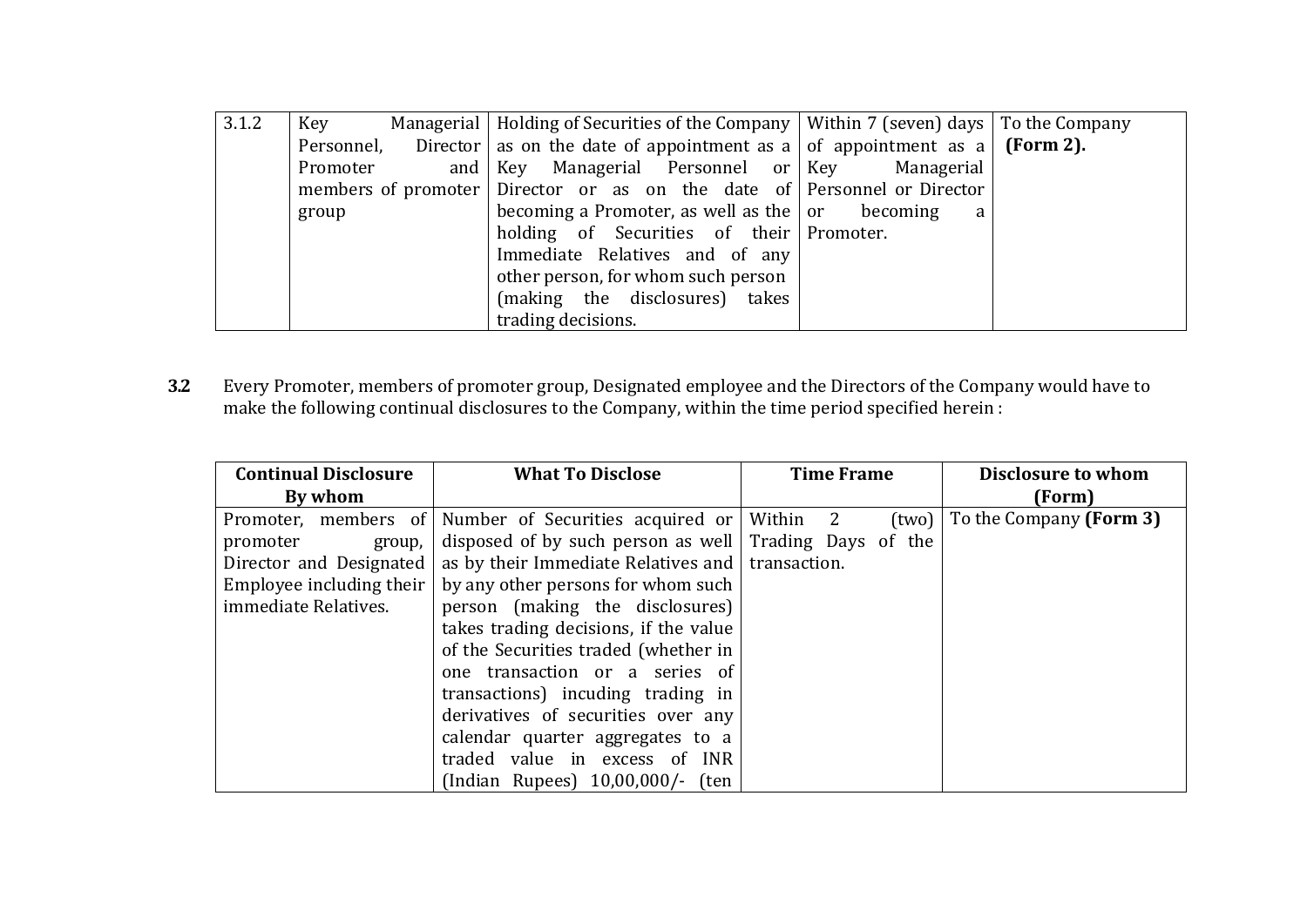| 3.1.2 | Key Managerial Personnel, Director Promoter and members of promoter group | Holding of Securities of the Company as on the date of appointment as a Key Managerial Personnel or Director or as on the date of becoming a Promoter, as well as the holding of Securities of their Immediate Relatives and of any other person, for whom such person (making the disclosures) takes trading decisions. | Within 7 (seven) days of appointment as a Key Managerial Personnel or Director or becoming a Promoter. | To the Company **(Form 2).** |
|---|---|---|---|---|

**3.2** Every Promoter, members of promoter group, Designated employee and the Directors of the Company would have to make the following continual disclosures to the Company, within the time period specified herein :

| Continual Disclosure By whom | What To Disclose | Time Frame | Disclosure to whom (Form) |
|---|---|---|---|
| Promoter, members of promoter group, Director and Designated Employee including their immediate Relatives. | Number of Securities acquired or disposed of by such person as well as by their Immediate Relatives and by any other persons for whom such person (making the disclosures) takes trading decisions, if the value of the Securities traded (whether in one transaction or a series of transactions) incuding trading in derivatives of securities over any calendar quarter aggregates to a traded value in excess of INR (Indian Rupees) 10,00,000/- (ten | Within 2 (two) Trading Days of the transaction. | To the Company **(Form 3)** |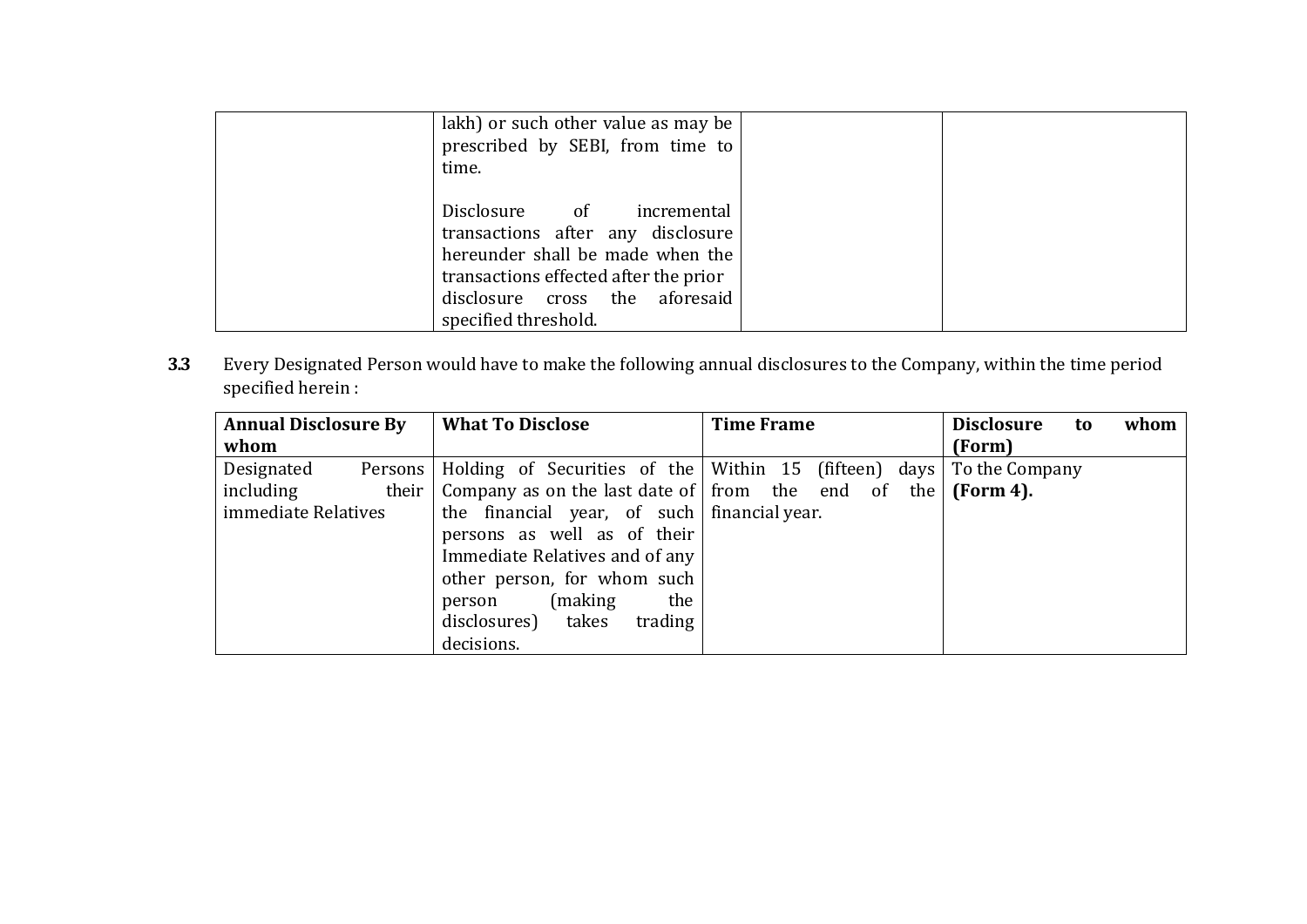| | | | |
|---|---|---|---|
| | lakh) or such other value as may be prescribed by SEBI, from time to time.<br><br>Disclosure of incremental transactions after any disclosure hereunder shall be made when the transactions effected after the prior disclosure cross the aforesaid specified threshold. | | |

**3.3** Every Designated Person would have to make the following annual disclosures to the Company, within the time period specified herein :

| **Annual Disclosure By whom** | **What To Disclose** | **Time Frame** | **Disclosure to whom (Form)** |
|---|---|---|---|
| Designated Persons including their immediate Relatives | Holding of Securities of the Company as on the last date of the financial year, of such persons as well as of their Immediate Relatives and of any other person, for whom such person (making the disclosures) takes trading decisions. | Within 15 (fifteen) days from the end of the financial year. | To the Company **(Form 4).** |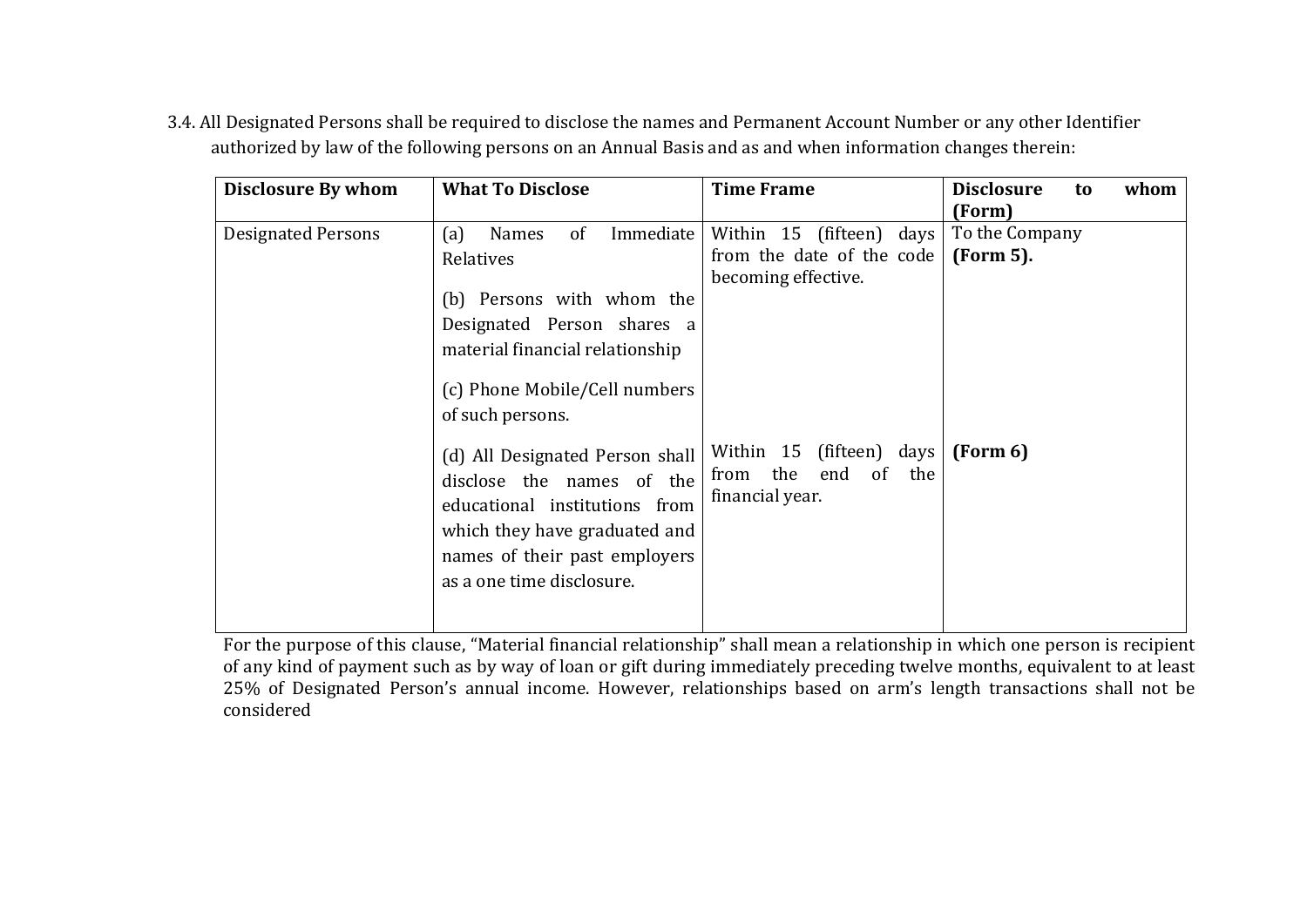3.4. All Designated Persons shall be required to disclose the names and Permanent Account Number or any other Identifier authorized by law of the following persons on an Annual Basis and as and when information changes therein:

| Disclosure By whom | What To Disclose | Time Frame | Disclosure to whom (Form) |
|---|---|---|---|
| Designated Persons | (a) Names of Immediate Relatives<br><br>(b) Persons with whom the Designated Person shares a material financial relationship<br><br>(c) Phone Mobile/Cell numbers of such persons. | Within 15 (fifteen) days from the date of the code becoming effective. | To the Company **(Form 5).** |
| | (d) All Designated Person shall disclose the names of the educational institutions from which they have graduated and names of their past employers as a one time disclosure. | Within 15 (fifteen) days from the end of the financial year. | **(Form 6)** |

For the purpose of this clause, "Material financial relationship" shall mean a relationship in which one person is recipient of any kind of payment such as by way of loan or gift during immediately preceding twelve months, equivalent to at least 25% of Designated Person's annual income. However, relationships based on arm's length transactions shall not be considered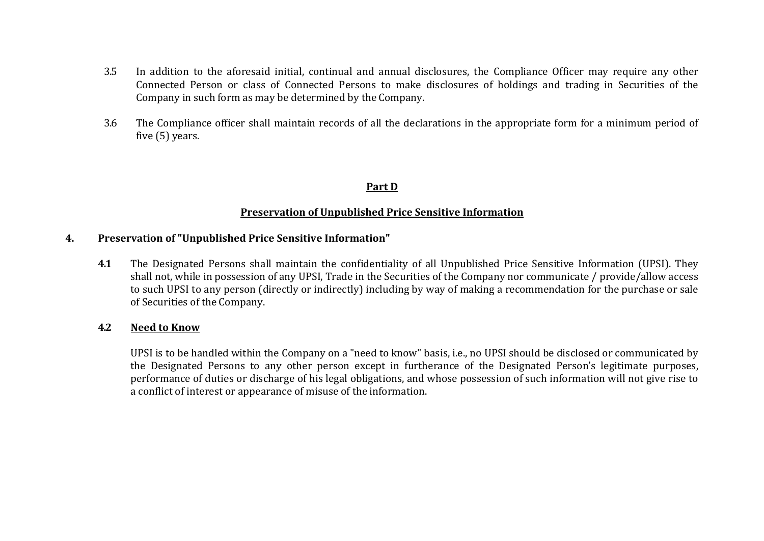3.5 In addition to the aforesaid initial, continual and annual disclosures, the Compliance Officer may require any other Connected Person or class of Connected Persons to make disclosures of holdings and trading in Securities of the Company in such form as may be determined by the Company.

3.6 The Compliance officer shall maintain records of all the declarations in the appropriate form for a minimum period of five (5) years.

## Part D

## Preservation of Unpublished Price Sensitive Information

### 4. Preservation of "Unpublished Price Sensitive Information"

**4.1** The Designated Persons shall maintain the confidentiality of all Unpublished Price Sensitive Information (UPSI). They shall not, while in possession of any UPSI, Trade in the Securities of the Company nor communicate / provide/allow access to such UPSI to any person (directly or indirectly) including by way of making a recommendation for the purchase or sale of Securities of the Company.

**4.2** **Need to Know**

UPSI is to be handled within the Company on a "need to know" basis, i.e., no UPSI should be disclosed or communicated by the Designated Persons to any other person except in furtherance of the Designated Person's legitimate purposes, performance of duties or discharge of his legal obligations, and whose possession of such information will not give rise to a conflict of interest or appearance of misuse of the information.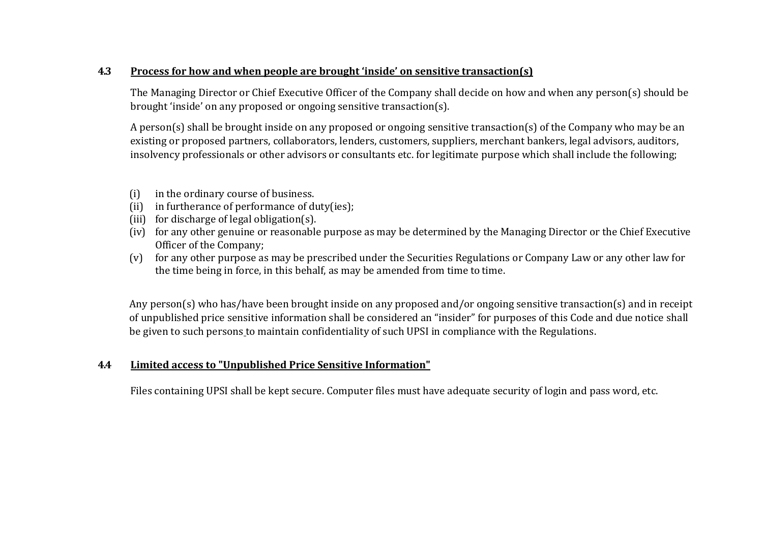### 4.3 Process for how and when people are brought 'inside' on sensitive transaction(s)

The Managing Director or Chief Executive Officer of the Company shall decide on how and when any person(s) should be brought 'inside' on any proposed or ongoing sensitive transaction(s).

A person(s) shall be brought inside on any proposed or ongoing sensitive transaction(s) of the Company who may be an existing or proposed partners, collaborators, lenders, customers, suppliers, merchant bankers, legal advisors, auditors, insolvency professionals or other advisors or consultants etc. for legitimate purpose which shall include the following;

(i) in the ordinary course of business.
(ii) in furtherance of performance of duty(ies);
(iii) for discharge of legal obligation(s).
(iv) for any other genuine or reasonable purpose as may be determined by the Managing Director or the Chief Executive Officer of the Company;
(v) for any other purpose as may be prescribed under the Securities Regulations or Company Law or any other law for the time being in force, in this behalf, as may be amended from time to time.

Any person(s) who has/have been brought inside on any proposed and/or ongoing sensitive transaction(s) and in receipt of unpublished price sensitive information shall be considered an "insider" for purposes of this Code and due notice shall be given to such persons to maintain confidentiality of such UPSI in compliance with the Regulations.

### 4.4 Limited access to "Unpublished Price Sensitive Information"

Files containing UPSI shall be kept secure. Computer files must have adequate security of login and pass word, etc.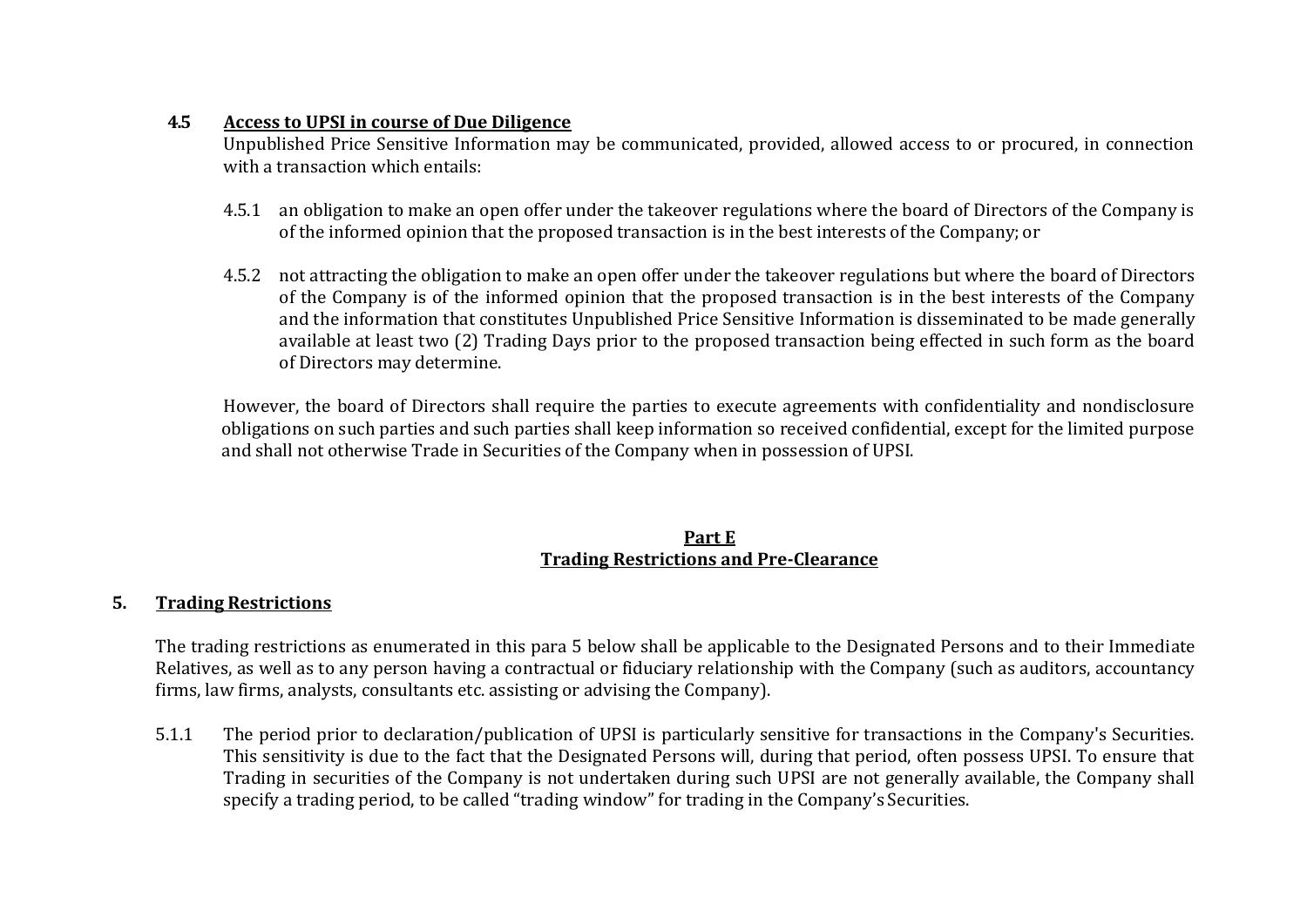**4.5 Access to UPSI in course of Due Diligence**

Unpublished Price Sensitive Information may be communicated, provided, allowed access to or procured, in connection with a transaction which entails:

4.5.1 an obligation to make an open offer under the takeover regulations where the board of Directors of the Company is of the informed opinion that the proposed transaction is in the best interests of the Company; or

4.5.2 not attracting the obligation to make an open offer under the takeover regulations but where the board of Directors of the Company is of the informed opinion that the proposed transaction is in the best interests of the Company and the information that constitutes Unpublished Price Sensitive Information is disseminated to be made generally available at least two (2) Trading Days prior to the proposed transaction being effected in such form as the board of Directors may determine.

However, the board of Directors shall require the parties to execute agreements with confidentiality and nondisclosure obligations on such parties and such parties shall keep information so received confidential, except for the limited purpose and shall not otherwise Trade in Securities of the Company when in possession of UPSI.

## Part E
## Trading Restrictions and Pre-Clearance

**5. Trading Restrictions**

The trading restrictions as enumerated in this para 5 below shall be applicable to the Designated Persons and to their Immediate Relatives, as well as to any person having a contractual or fiduciary relationship with the Company (such as auditors, accountancy firms, law firms, analysts, consultants etc. assisting or advising the Company).

5.1.1 The period prior to declaration/publication of UPSI is particularly sensitive for transactions in the Company's Securities. This sensitivity is due to the fact that the Designated Persons will, during that period, often possess UPSI. To ensure that Trading in securities of the Company is not undertaken during such UPSI are not generally available, the Company shall specify a trading period, to be called "trading window" for trading in the Company's Securities.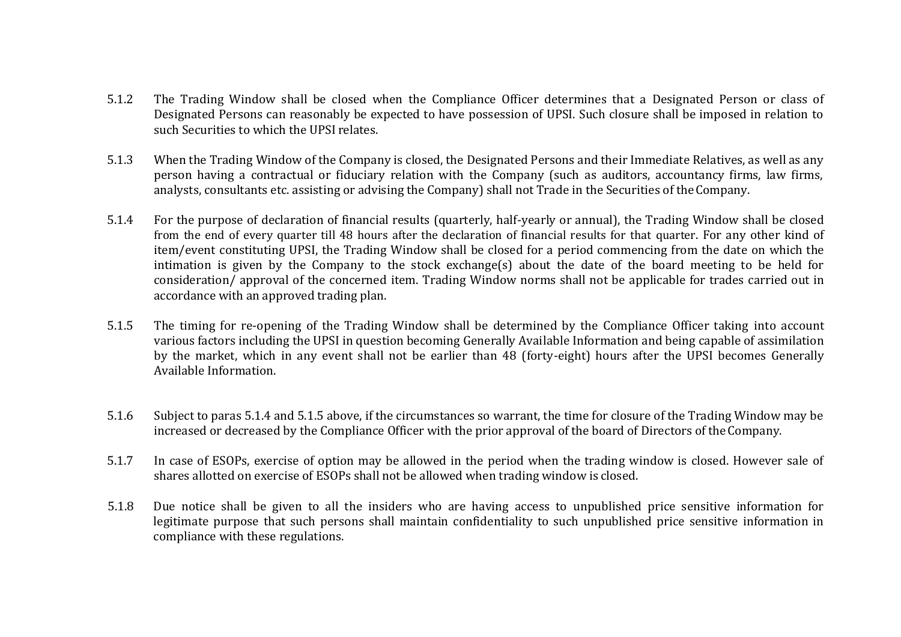5.1.2 The Trading Window shall be closed when the Compliance Officer determines that a Designated Person or class of Designated Persons can reasonably be expected to have possession of UPSI. Such closure shall be imposed in relation to such Securities to which the UPSI relates.

5.1.3 When the Trading Window of the Company is closed, the Designated Persons and their Immediate Relatives, as well as any person having a contractual or fiduciary relation with the Company (such as auditors, accountancy firms, law firms, analysts, consultants etc. assisting or advising the Company) shall not Trade in the Securities of the Company.

5.1.4 For the purpose of declaration of financial results (quarterly, half-yearly or annual), the Trading Window shall be closed from the end of every quarter till 48 hours after the declaration of financial results for that quarter. For any other kind of item/event constituting UPSI, the Trading Window shall be closed for a period commencing from the date on which the intimation is given by the Company to the stock exchange(s) about the date of the board meeting to be held for consideration/ approval of the concerned item. Trading Window norms shall not be applicable for trades carried out in accordance with an approved trading plan.

5.1.5 The timing for re-opening of the Trading Window shall be determined by the Compliance Officer taking into account various factors including the UPSI in question becoming Generally Available Information and being capable of assimilation by the market, which in any event shall not be earlier than 48 (forty-eight) hours after the UPSI becomes Generally Available Information.

5.1.6 Subject to paras 5.1.4 and 5.1.5 above, if the circumstances so warrant, the time for closure of the Trading Window may be increased or decreased by the Compliance Officer with the prior approval of the board of Directors of the Company.

5.1.7 In case of ESOPs, exercise of option may be allowed in the period when the trading window is closed. However sale of shares allotted on exercise of ESOPs shall not be allowed when trading window is closed.

5.1.8 Due notice shall be given to all the insiders who are having access to unpublished price sensitive information for legitimate purpose that such persons shall maintain confidentiality to such unpublished price sensitive information in compliance with these regulations.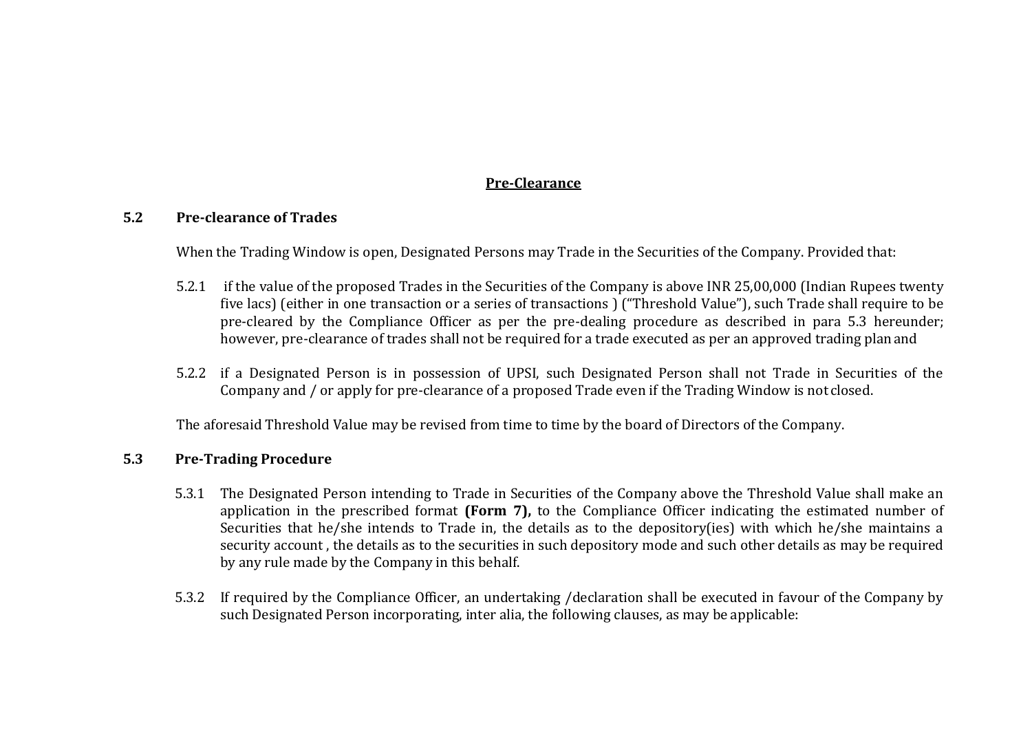**<u>Pre-Clearance</u>**

### 5.2 Pre-clearance of Trades

When the Trading Window is open, Designated Persons may Trade in the Securities of the Company. Provided that:

5.2.1 if the value of the proposed Trades in the Securities of the Company is above INR 25,00,000 (Indian Rupees twenty five lacs) (either in one transaction or a series of transactions ) ("Threshold Value"), such Trade shall require to be pre-cleared by the Compliance Officer as per the pre-dealing procedure as described in para 5.3 hereunder; however, pre-clearance of trades shall not be required for a trade executed as per an approved trading plan and

5.2.2 if a Designated Person is in possession of UPSI, such Designated Person shall not Trade in Securities of the Company and / or apply for pre-clearance of a proposed Trade even if the Trading Window is not closed.

The aforesaid Threshold Value may be revised from time to time by the board of Directors of the Company.

### 5.3 Pre-Trading Procedure

5.3.1 The Designated Person intending to Trade in Securities of the Company above the Threshold Value shall make an application in the prescribed format **(Form 7),** to the Compliance Officer indicating the estimated number of Securities that he/she intends to Trade in, the details as to the depository(ies) with which he/she maintains a security account , the details as to the securities in such depository mode and such other details as may be required by any rule made by the Company in this behalf.

5.3.2 If required by the Compliance Officer, an undertaking /declaration shall be executed in favour of the Company by such Designated Person incorporating, inter alia, the following clauses, as may be applicable: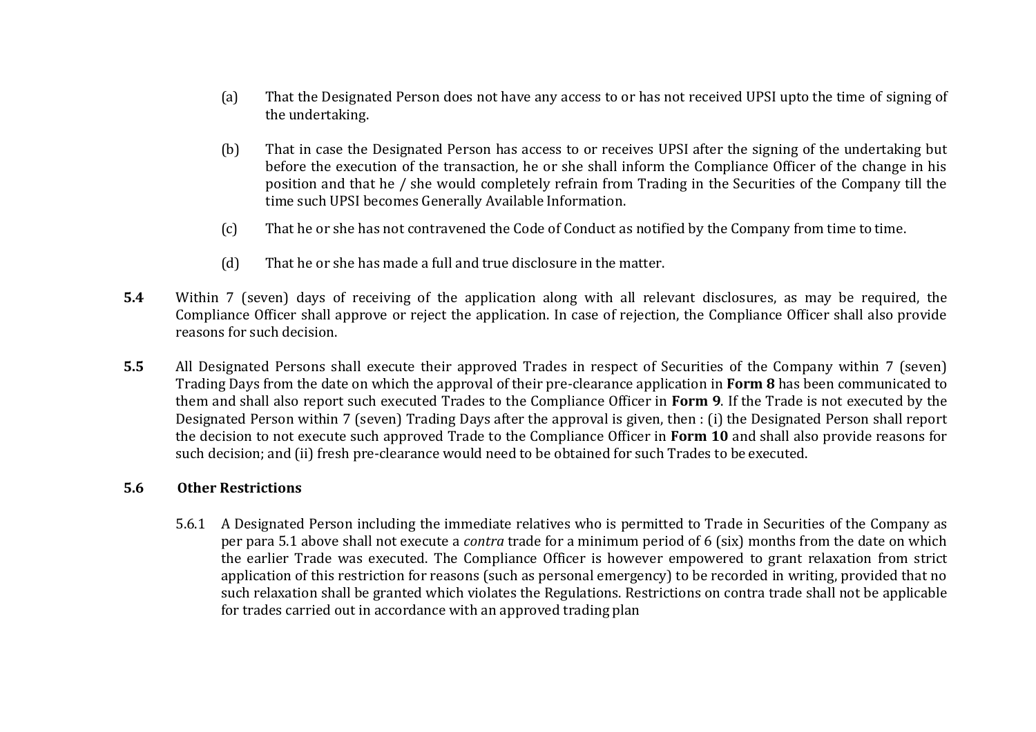(a) That the Designated Person does not have any access to or has not received UPSI upto the time of signing of the undertaking.

(b) That in case the Designated Person has access to or receives UPSI after the signing of the undertaking but before the execution of the transaction, he or she shall inform the Compliance Officer of the change in his position and that he / she would completely refrain from Trading in the Securities of the Company till the time such UPSI becomes Generally Available Information.

(c) That he or she has not contravened the Code of Conduct as notified by the Company from time to time.

(d) That he or she has made a full and true disclosure in the matter.

**5.4** Within 7 (seven) days of receiving of the application along with all relevant disclosures, as may be required, the Compliance Officer shall approve or reject the application. In case of rejection, the Compliance Officer shall also provide reasons for such decision.

**5.5** All Designated Persons shall execute their approved Trades in respect of Securities of the Company within 7 (seven) Trading Days from the date on which the approval of their pre-clearance application in **Form 8** has been communicated to them and shall also report such executed Trades to the Compliance Officer in **Form 9**. If the Trade is not executed by the Designated Person within 7 (seven) Trading Days after the approval is given, then : (i) the Designated Person shall report the decision to not execute such approved Trade to the Compliance Officer in **Form 10** and shall also provide reasons for such decision; and (ii) fresh pre-clearance would need to be obtained for such Trades to be executed.

**5.6 Other Restrictions**

5.6.1 A Designated Person including the immediate relatives who is permitted to Trade in Securities of the Company as per para 5.1 above shall not execute a *contra* trade for a minimum period of 6 (six) months from the date on which the earlier Trade was executed. The Compliance Officer is however empowered to grant relaxation from strict application of this restriction for reasons (such as personal emergency) to be recorded in writing, provided that no such relaxation shall be granted which violates the Regulations. Restrictions on contra trade shall not be applicable for trades carried out in accordance with an approved trading plan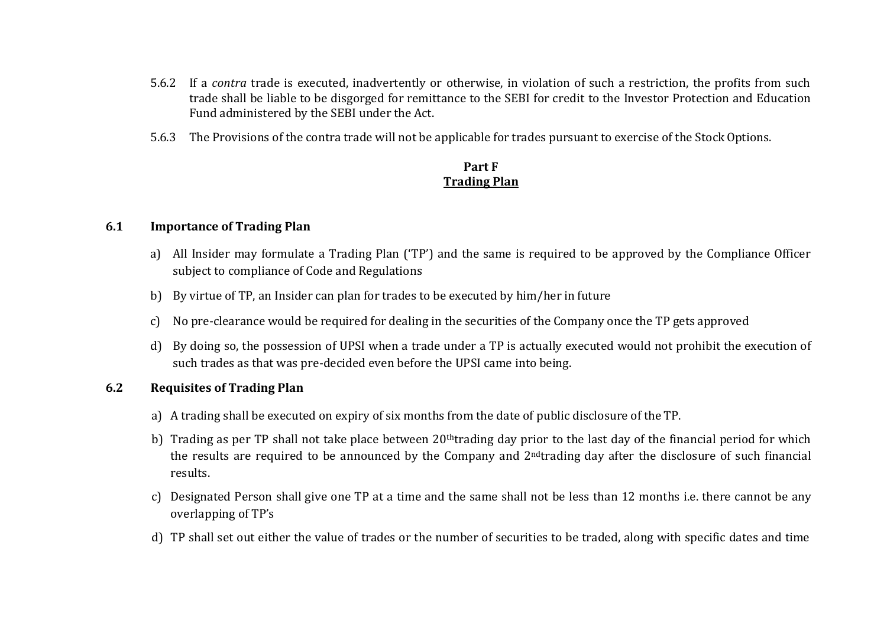5.6.2 If a *contra* trade is executed, inadvertently or otherwise, in violation of such a restriction, the profits from such trade shall be liable to be disgorged for remittance to the SEBI for credit to the Investor Protection and Education Fund administered by the SEBI under the Act.

5.6.3 The Provisions of the contra trade will not be applicable for trades pursuant to exercise of the Stock Options.

## Part F
## Trading Plan

### 6.1 Importance of Trading Plan

a) All Insider may formulate a Trading Plan ('TP') and the same is required to be approved by the Compliance Officer subject to compliance of Code and Regulations

b) By virtue of TP, an Insider can plan for trades to be executed by him/her in future

c) No pre-clearance would be required for dealing in the securities of the Company once the TP gets approved

d) By doing so, the possession of UPSI when a trade under a TP is actually executed would not prohibit the execution of such trades as that was pre-decided even before the UPSI came into being.

### 6.2 Requisites of Trading Plan

a) A trading shall be executed on expiry of six months from the date of public disclosure of the TP.

b) Trading as per TP shall not take place between 20thtrading day prior to the last day of the financial period for which the results are required to be announced by the Company and 2ndtrading day after the disclosure of such financial results.

c) Designated Person shall give one TP at a time and the same shall not be less than 12 months i.e. there cannot be any overlapping of TP's

d) TP shall set out either the value of trades or the number of securities to be traded, along with specific dates and time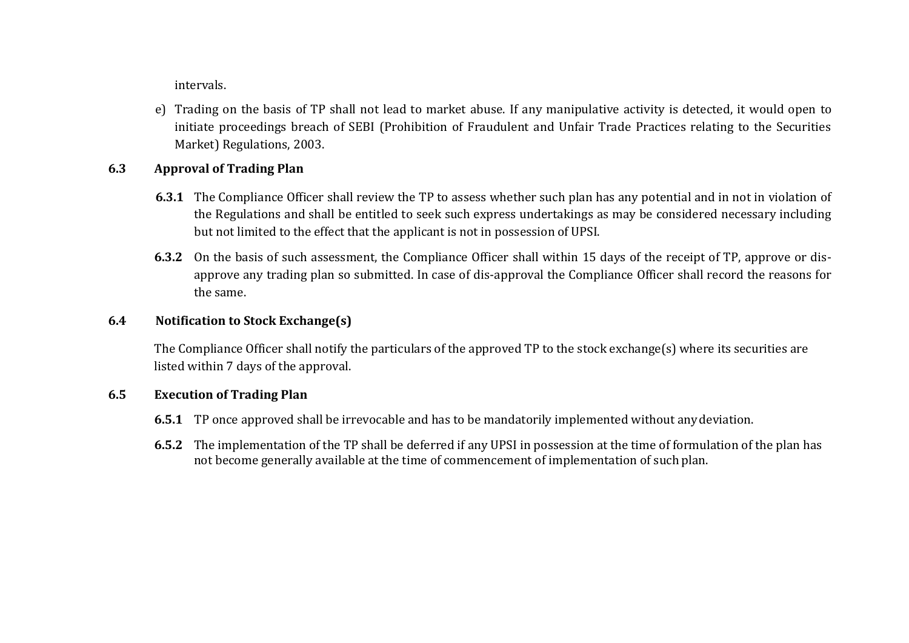intervals.

e) Trading on the basis of TP shall not lead to market abuse. If any manipulative activity is detected, it would open to initiate proceedings breach of SEBI (Prohibition of Fraudulent and Unfair Trade Practices relating to the Securities Market) Regulations, 2003.

### 6.3 Approval of Trading Plan

**6.3.1** The Compliance Officer shall review the TP to assess whether such plan has any potential and in not in violation of the Regulations and shall be entitled to seek such express undertakings as may be considered necessary including but not limited to the effect that the applicant is not in possession of UPSI.

**6.3.2** On the basis of such assessment, the Compliance Officer shall within 15 days of the receipt of TP, approve or dis-approve any trading plan so submitted. In case of dis-approval the Compliance Officer shall record the reasons for the same.

### 6.4 Notification to Stock Exchange(s)

The Compliance Officer shall notify the particulars of the approved TP to the stock exchange(s) where its securities are listed within 7 days of the approval.

### 6.5 Execution of Trading Plan

**6.5.1** TP once approved shall be irrevocable and has to be mandatorily implemented without any deviation.

**6.5.2** The implementation of the TP shall be deferred if any UPSI in possession at the time of formulation of the plan has not become generally available at the time of commencement of implementation of such plan.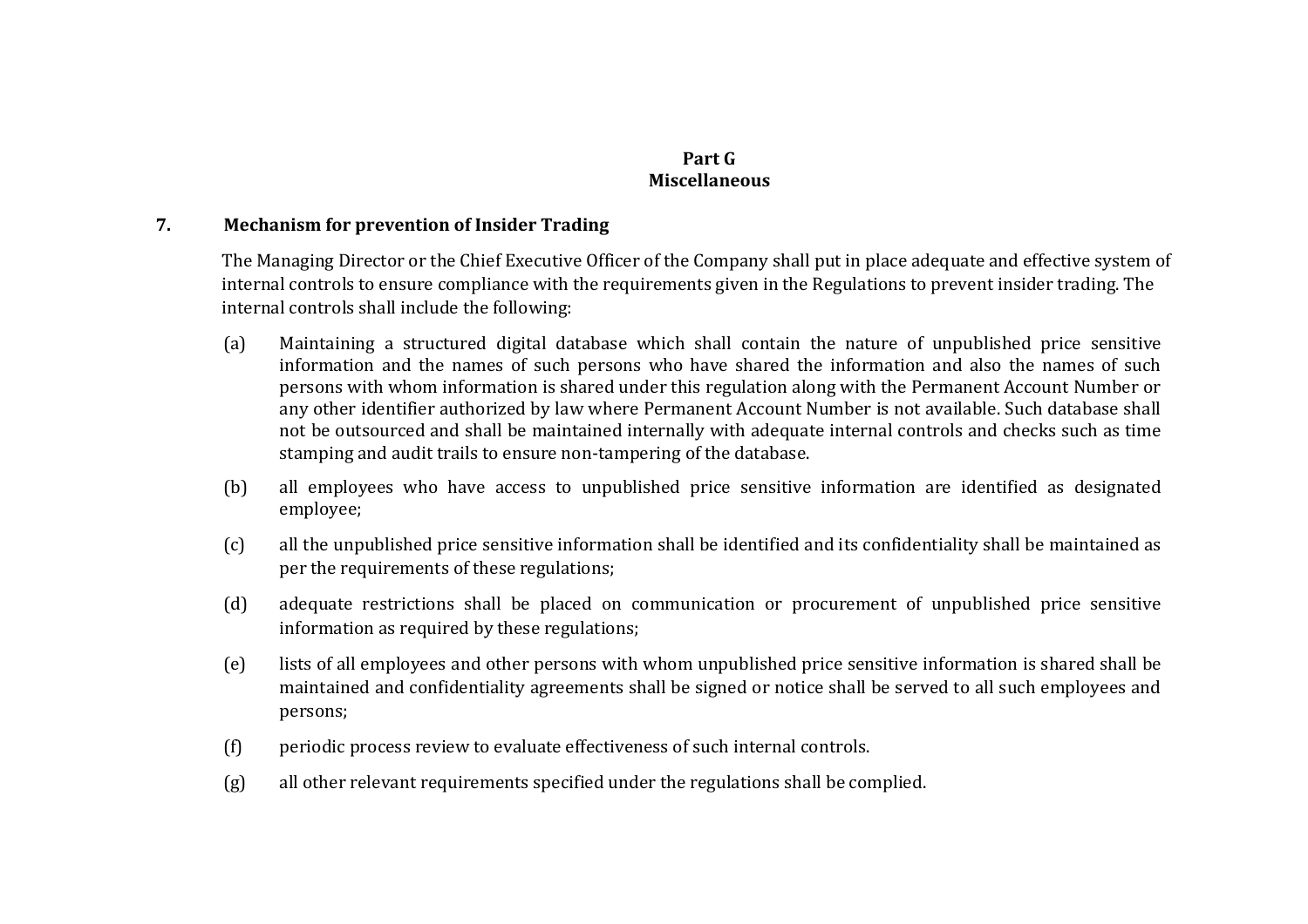## Part G
## Miscellaneous

### 7. Mechanism for prevention of Insider Trading

The Managing Director or the Chief Executive Officer of the Company shall put in place adequate and effective system of internal controls to ensure compliance with the requirements given in the Regulations to prevent insider trading. The internal controls shall include the following:

(a) Maintaining a structured digital database which shall contain the nature of unpublished price sensitive information and the names of such persons who have shared the information and also the names of such persons with whom information is shared under this regulation along with the Permanent Account Number or any other identifier authorized by law where Permanent Account Number is not available. Such database shall not be outsourced and shall be maintained internally with adequate internal controls and checks such as time stamping and audit trails to ensure non-tampering of the database.

(b) all employees who have access to unpublished price sensitive information are identified as designated employee;

(c) all the unpublished price sensitive information shall be identified and its confidentiality shall be maintained as per the requirements of these regulations;

(d) adequate restrictions shall be placed on communication or procurement of unpublished price sensitive information as required by these regulations;

(e) lists of all employees and other persons with whom unpublished price sensitive information is shared shall be maintained and confidentiality agreements shall be signed or notice shall be served to all such employees and persons;

(f) periodic process review to evaluate effectiveness of such internal controls.

(g) all other relevant requirements specified under the regulations shall be complied.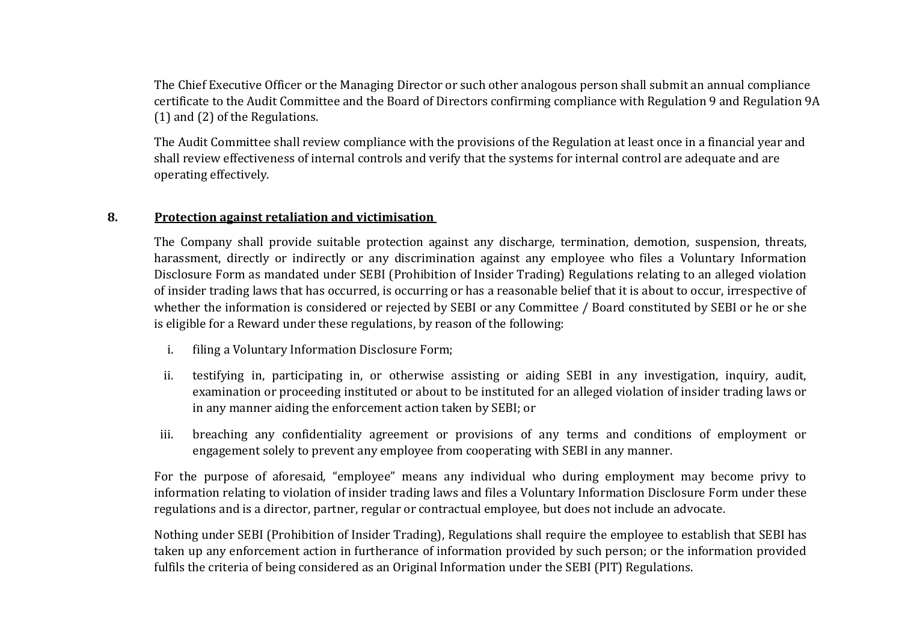The Chief Executive Officer or the Managing Director or such other analogous person shall submit an annual compliance certificate to the Audit Committee and the Board of Directors confirming compliance with Regulation 9 and Regulation 9A (1) and (2) of the Regulations.

The Audit Committee shall review compliance with the provisions of the Regulation at least once in a financial year and shall review effectiveness of internal controls and verify that the systems for internal control are adequate and are operating effectively.

## 8. Protection against retaliation and victimisation

The Company shall provide suitable protection against any discharge, termination, demotion, suspension, threats, harassment, directly or indirectly or any discrimination against any employee who files a Voluntary Information Disclosure Form as mandated under SEBI (Prohibition of Insider Trading) Regulations relating to an alleged violation of insider trading laws that has occurred, is occurring or has a reasonable belief that it is about to occur, irrespective of whether the information is considered or rejected by SEBI or any Committee / Board constituted by SEBI or he or she is eligible for a Reward under these regulations, by reason of the following:

i. filing a Voluntary Information Disclosure Form;

ii. testifying in, participating in, or otherwise assisting or aiding SEBI in any investigation, inquiry, audit, examination or proceeding instituted or about to be instituted for an alleged violation of insider trading laws or in any manner aiding the enforcement action taken by SEBI; or

iii. breaching any confidentiality agreement or provisions of any terms and conditions of employment or engagement solely to prevent any employee from cooperating with SEBI in any manner.

For the purpose of aforesaid, "employee" means any individual who during employment may become privy to information relating to violation of insider trading laws and files a Voluntary Information Disclosure Form under these regulations and is a director, partner, regular or contractual employee, but does not include an advocate.

Nothing under SEBI (Prohibition of Insider Trading), Regulations shall require the employee to establish that SEBI has taken up any enforcement action in furtherance of information provided by such person; or the information provided fulfils the criteria of being considered as an Original Information under the SEBI (PIT) Regulations.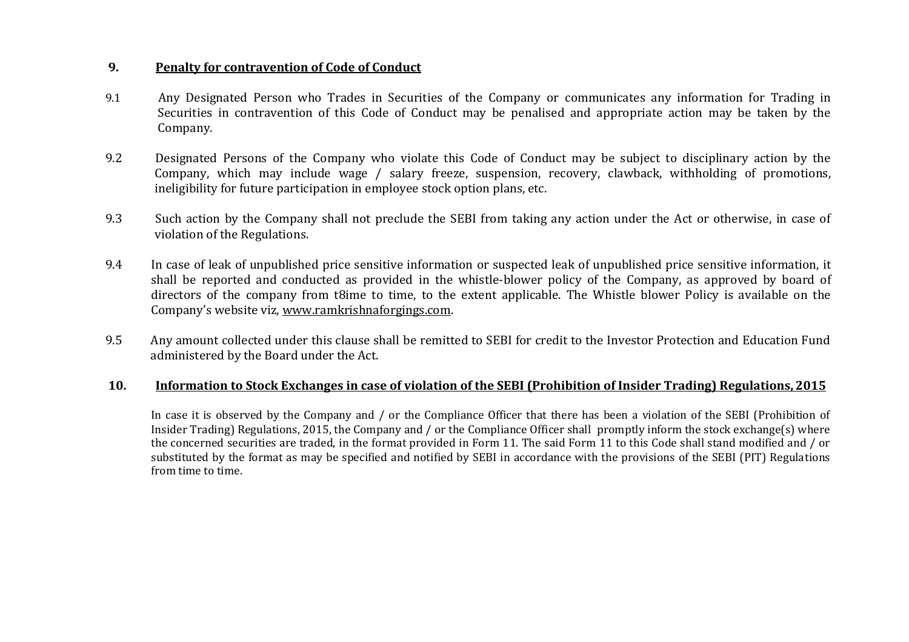## 9. Penalty for contravention of Code of Conduct

9.1 Any Designated Person who Trades in Securities of the Company or communicates any information for Trading in Securities in contravention of this Code of Conduct may be penalised and appropriate action may be taken by the Company.

9.2 Designated Persons of the Company who violate this Code of Conduct may be subject to disciplinary action by the Company, which may include wage / salary freeze, suspension, recovery, clawback, withholding of promotions, ineligibility for future participation in employee stock option plans, etc.

9.3 Such action by the Company shall not preclude the SEBI from taking any action under the Act or otherwise, in case of violation of the Regulations.

9.4 In case of leak of unpublished price sensitive information or suspected leak of unpublished price sensitive information, it shall be reported and conducted as provided in the whistle-blower policy of the Company, as approved by board of directors of the company from t8ime to time, to the extent applicable. The Whistle blower Policy is available on the Company's website viz, www.ramkrishnaforgings.com.

9.5 Any amount collected under this clause shall be remitted to SEBI for credit to the Investor Protection and Education Fund administered by the Board under the Act.

## 10. Information to Stock Exchanges in case of violation of the SEBI (Prohibition of Insider Trading) Regulations, 2015

In case it is observed by the Company and / or the Compliance Officer that there has been a violation of the SEBI (Prohibition of Insider Trading) Regulations, 2015, the Company and / or the Compliance Officer shall promptly inform the stock exchange(s) where the concerned securities are traded, in the format provided in Form 11. The said Form 11 to this Code shall stand modified and / or substituted by the format as may be specified and notified by SEBI in accordance with the provisions of the SEBI (PIT) Regulations from time to time.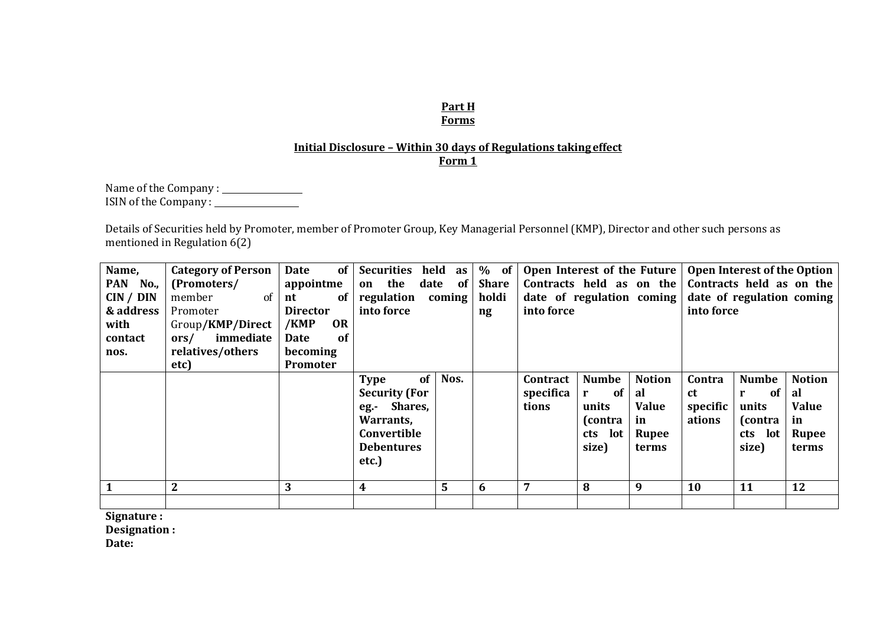**Part H**
**Forms**

**Initial Disclosure – Within 30 days of Regulations taking effect**
**Form 1**

Name of the Company : ________________
ISIN of the Company : ________________

Details of Securities held by Promoter, member of Promoter Group, Key Managerial Personnel (KMP), Director and other such persons as mentioned in Regulation 6(2)

| **Name, PAN No., CIN / DIN & address with contact nos.** | **Category of Person (Promoters/** member of Promoter Group**/KMP/Directors/ immediate relatives/others etc)** | **Date of appointment of Director /KMP OR Date of becoming Promoter** | **Securities held as on the date of regulation coming into force** | | **% of Share holding** | **Open Interest of the Future Contracts held as on the date of regulation coming into force** | | | **Open Interest of the Option Contracts held as on the date of regulation coming into force** | | |
|---|---|---|---|---|---|---|---|---|---|---|---|
| | | | **Type of Security (For eg.- Shares, Warrants, Convertible Debentures etc.)** | **Nos.** | | **Contract specifications** | **Number of units (contracts lot size)** | **Notional Value in Rupee terms** | **Contract specifications** | **Number of units (contracts lot size)** | **Notional Value in Rupee terms** |
| **1** | **2** | **3** | **4** | **5** | **6** | **7** | **8** | **9** | **10** | **11** | **12** |
| | | | | | | | | | | | |

**Signature :**
**Designation :**
**Date:**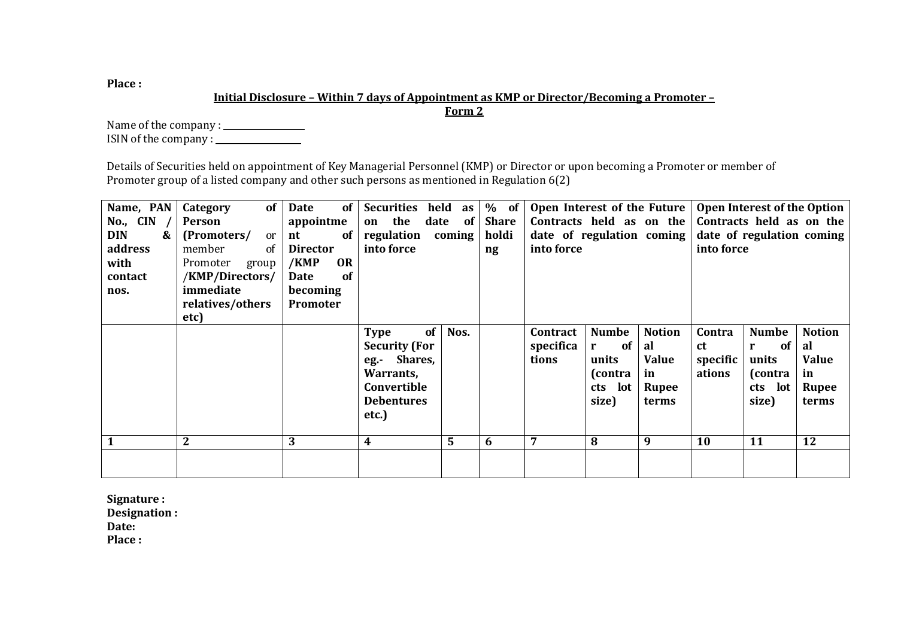**Place :**

**<u>Initial Disclosure – Within 7 days of Appointment as KMP or Director/Becoming a Promoter – Form 2</u>**

Name of the company : \_\_\_\_\_\_\_\_\_\_\_\_\_\_\_\_

ISIN of the company : \_\_\_\_\_\_\_\_\_\_\_\_\_\_\_\_

Details of Securities held on appointment of Key Managerial Personnel (KMP) or Director or upon becoming a Promoter or member of Promoter group of a listed company and other such persons as mentioned in Regulation 6(2)

| **Name, PAN No., CIN / DIN & address with contact nos.** | **Category of Person (Promoters/** or member of Promoter group **/KMP/Directors/ immediate relatives/others etc)** | **Date of appointment of Director /KMP OR Date of becoming Promoter** | **Securities held as on the date of regulation coming into force** | | **% of Share holding** | **Open Interest of the Future Contracts held as on the date of regulation coming into force** | | | **Open Interest of the Option Contracts held as on the date of regulation coming into force** | | |
|---|---|---|---|---|---|---|---|---|---|---|---|
| | | | **Type of Security (For eg.- Shares, Warrants, Convertible Debentures etc.)** | **Nos.** | | **Contract specifications** | **Number of units (contracts lot size)** | **Notional Value in Rupee terms** | **Contract specifications** | **Number of units (contracts lot size)** | **Notional Value in Rupee terms** |
| **1** | **2** | **3** | **4** | **5** | **6** | **7** | **8** | **9** | **10** | **11** | **12** |
| | | | | | | | | | | | |

**Signature :**
**Designation :**
**Date:**
**Place :**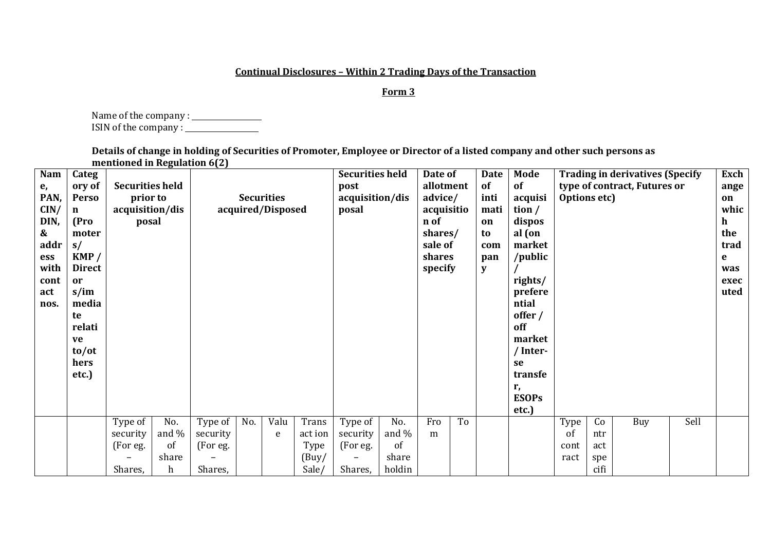**Continual Disclosures – Within 2 Trading Days of the Transaction**

**Form 3**

Name of the company : ________________

ISIN of the company : ________________

**Details of change in holding of Securities of Promoter, Employee or Director of a listed company and other such persons as mentioned in Regulation 6(2)**

| **Name, PAN, CIN/ DIN, & address with contact nos.** | **Category of Person (Promoters/ KMP / Directors/immediate relative to/others etc.)** | **Securities held prior to acquisition/disposal** | | **Securities acquired/Disposed** | | | | **Securities held post acquisition/disposal** | | **Date of allotment advice/ acquisition of shares/ sale of shares specify** | | **Date of intimation to company** | **Mode of acquisition / disposal (on market/public/ rights/ preferential offer / off market/ Inter-se transfer, ESOPs etc.)** | **Trading in derivatives (Specify type of contract, Futures or Options etc)** | | | | **Exchange on which the trade was executed** |
|---|---|---|---|---|---|---|---|---|---|---|---|---|---|---|---|---|---|---|
| | | Type of security (For eg. – Shares, | No. and % of shareh | Type of security (For eg. – Shares, | No. | Value | Transact ion Type (Buy/ Sale/ | Type of security (For eg. – Shares, | No. and % of share holdin | From | To | | | Type of contract | Contract specifi | Buy | Sell | |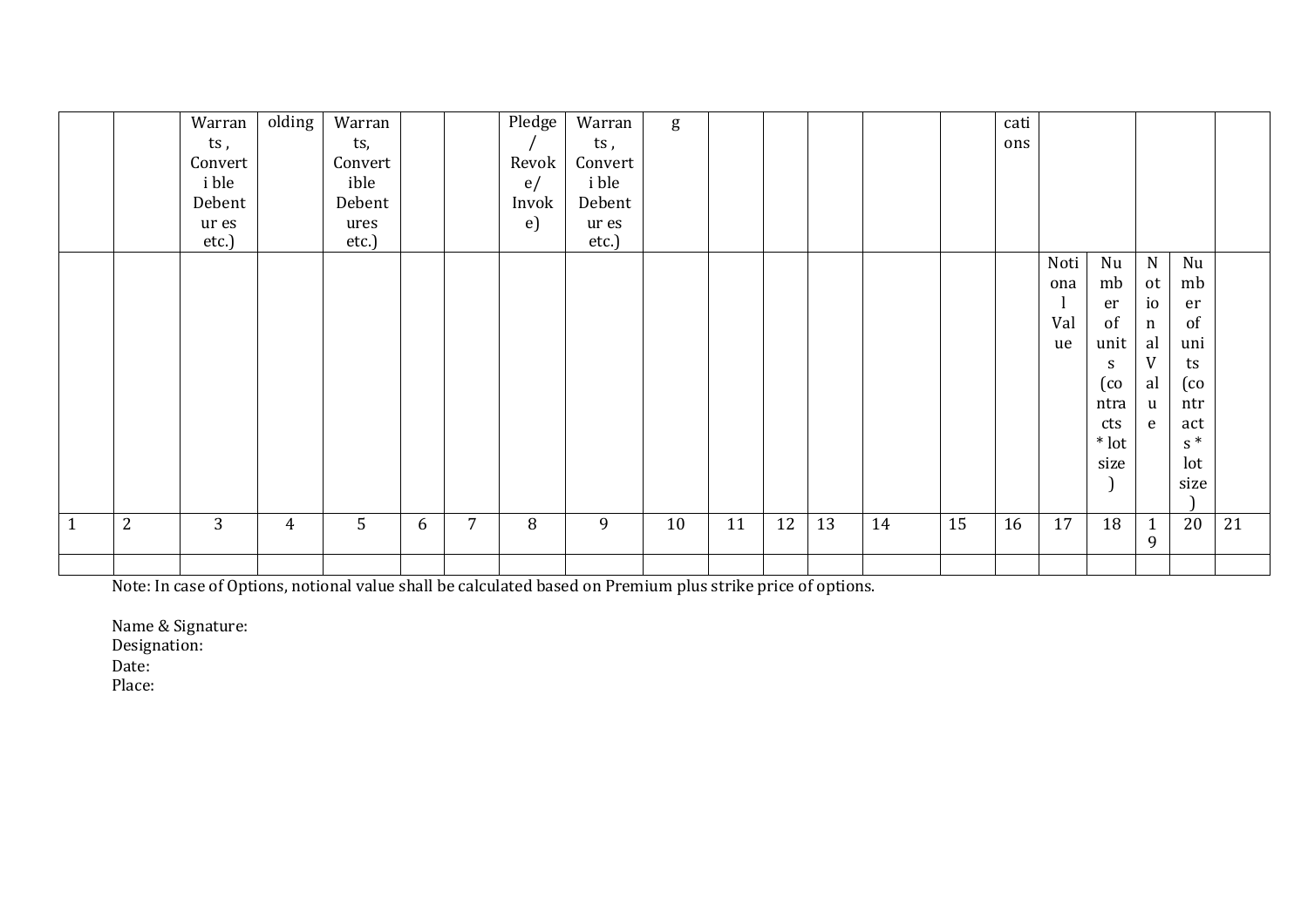| | | Warrants , Convertible Debentures etc.) | olding | Warrants, Convertible Debentures etc.) | | | Pledge / Revoke/ Invoke) | Warrants , Convertible Debentures etc.) | g | | | | | | cations | | | | | |
|---|---|---|---|---|---|---|---|---|---|---|---|---|---|---|---|---|---|---|---|---|
| | | | | | | | | | | | | | | | | Notional Value | Number of units (contracts * lot size) | Notional Value | Number of units (contracts * lot size) | |
| 1 | 2 | 3 | 4 | 5 | 6 | 7 | 8 | 9 | 10 | 11 | 12 | 13 | 14 | 15 | 16 | 17 | 18 | 19 | 20 | 21 |
| | | | | | | | | | | | | | | | | | | | | |

Note: In case of Options, notional value shall be calculated based on Premium plus strike price of options.

Name & Signature:
Designation:
Date:
Place: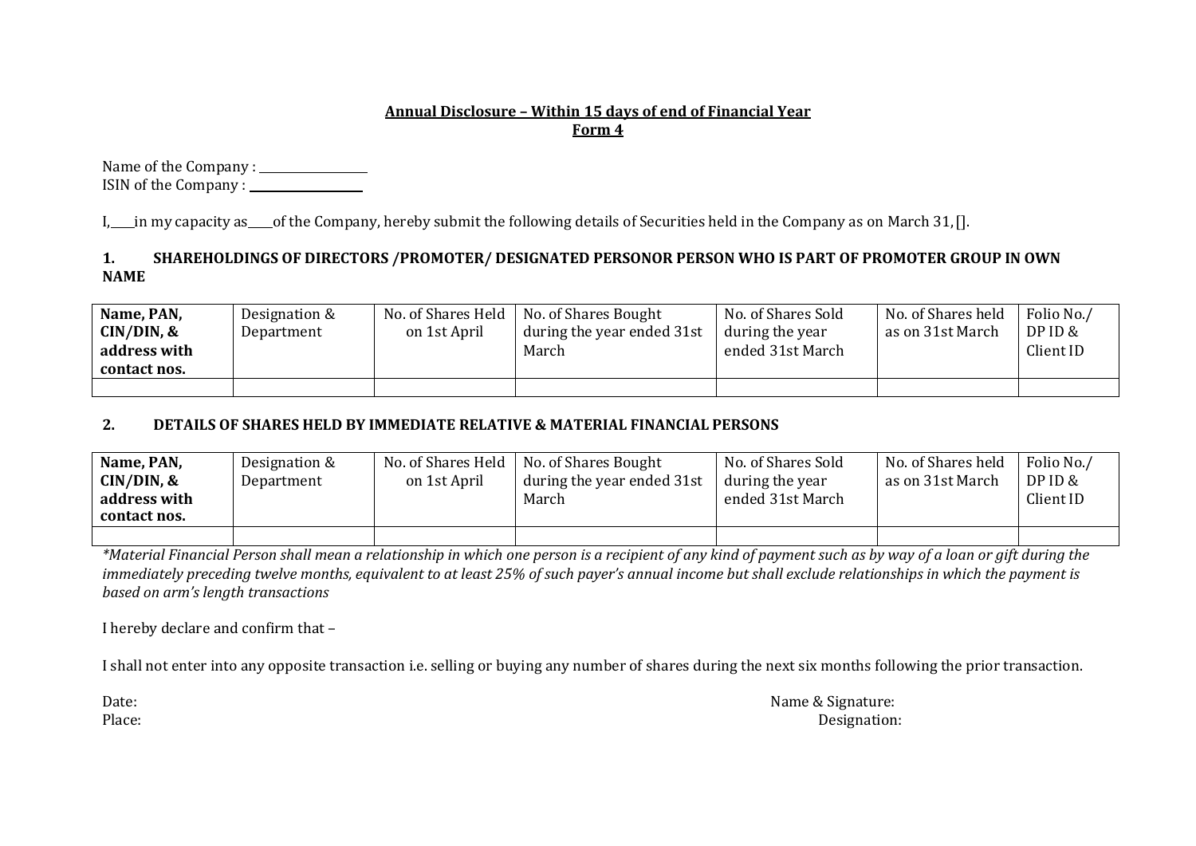**Annual Disclosure – Within 15 days of end of Financial Year**
**Form 4**

Name of the Company : \_\_\_\_\_\_\_\_\_\_\_\_\_\_\_\_
ISIN of the Company : \_\_\_\_\_\_\_\_\_\_\_\_\_\_\_\_

I,\_\_\_\_in my capacity as\_\_\_\_of the Company, hereby submit the following details of Securities held in the Company as on March 31, [].

**1. SHAREHOLDINGS OF DIRECTORS /PROMOTER/ DESIGNATED PERSONOR PERSON WHO IS PART OF PROMOTER GROUP IN OWN NAME**

| **Name, PAN, CIN/DIN, & address with contact nos.** | Designation & Department | No. of Shares Held on 1st April | No. of Shares Bought during the year ended 31st March | No. of Shares Sold during the year ended 31st March | No. of Shares held as on 31st March | Folio No./ DP ID & Client ID |
|---|---|---|---|---|---|---|
| | | | | | | |

**2. DETAILS OF SHARES HELD BY IMMEDIATE RELATIVE & MATERIAL FINANCIAL PERSONS**

| **Name, PAN, CIN/DIN, & address with contact nos.** | Designation & Department | No. of Shares Held on 1st April | No. of Shares Bought during the year ended 31st March | No. of Shares Sold during the year ended 31st March | No. of Shares held as on 31st March | Folio No./ DP ID & Client ID |
|---|---|---|---|---|---|---|
| | | | | | | |

*\*Material Financial Person shall mean a relationship in which one person is a recipient of any kind of payment such as by way of a loan or gift during the immediately preceding twelve months, equivalent to at least 25% of such payer's annual income but shall exclude relationships in which the payment is based on arm's length transactions*

I hereby declare and confirm that –

I shall not enter into any opposite transaction i.e. selling or buying any number of shares during the next six months following the prior transaction.

Date:
Place:

Name & Signature:
Designation: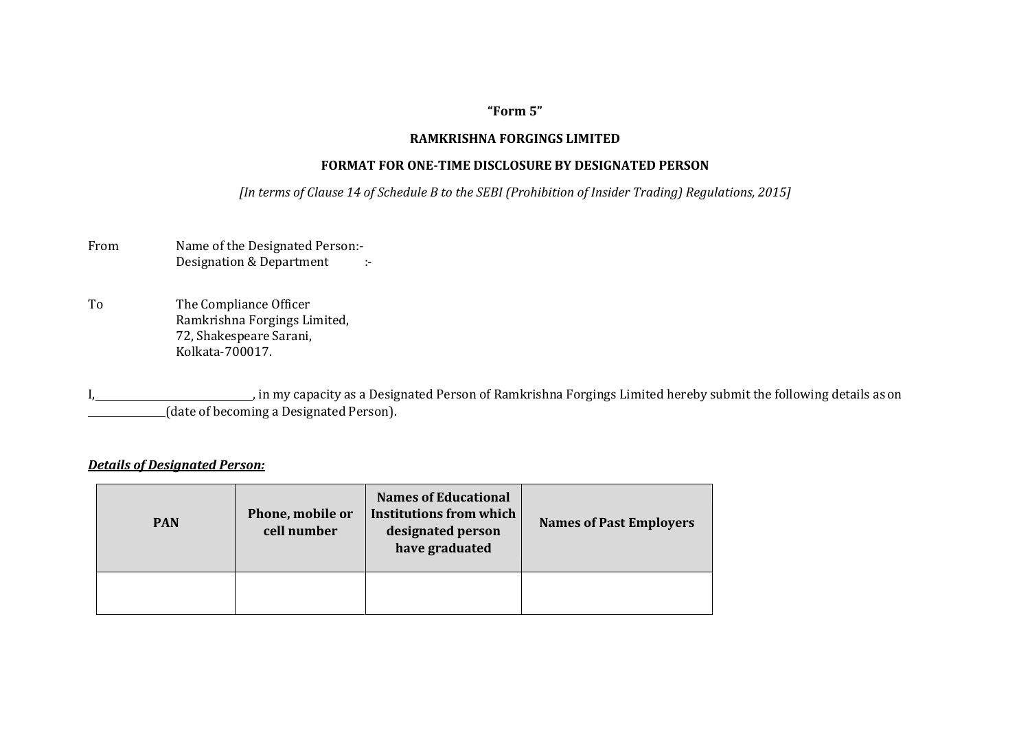**“Form 5”**

**RAMKRISHNA FORGINGS LIMITED**

**FORMAT FOR ONE-TIME DISCLOSURE BY DESIGNATED PERSON**

*[In terms of Clause 14 of Schedule B to the SEBI (Prohibition of Insider Trading) Regulations, 2015]*

From	Name of the Designated Person:-
	Designation & Department :-

To	The Compliance Officer
	Ramkrishna Forgings Limited,
	72, Shakespeare Sarani,
	Kolkata-700017.

I,____________________, in my capacity as a Designated Person of Ramkrishna Forgings Limited hereby submit the following details as on __________(date of becoming a Designated Person).

***Details of Designated Person:***

| PAN | Phone, mobile or cell number | Names of Educational Institutions from which designated person have graduated | Names of Past Employers |
|---|---|---|---|
| | | | |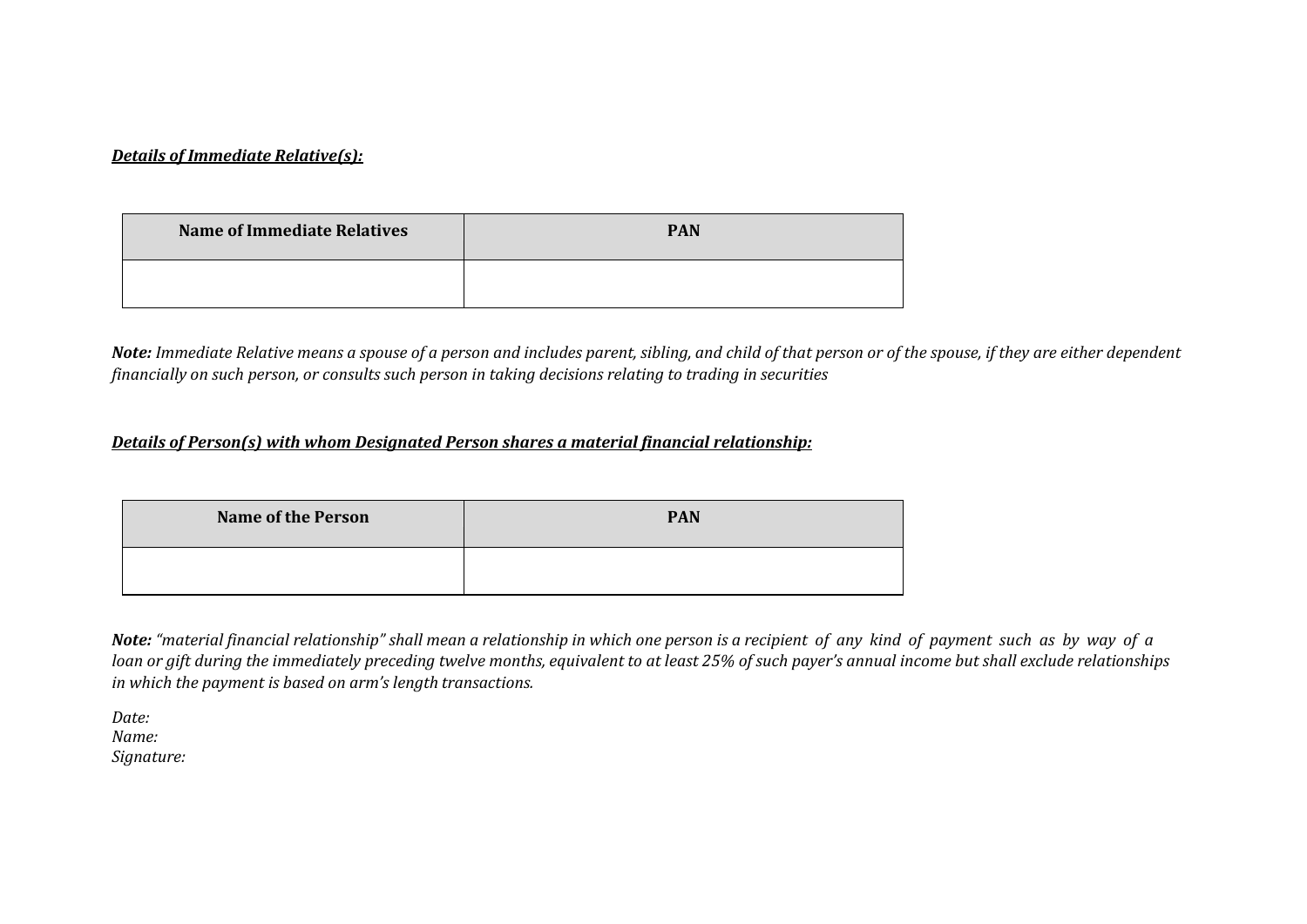***Details of Immediate Relative(s):***

| Name of Immediate Relatives | PAN |
|---|---|
| | |

***Note:*** *Immediate Relative means a spouse of a person and includes parent, sibling, and child of that person or of the spouse, if they are either dependent financially on such person, or consults such person in taking decisions relating to trading in securities*

***Details of Person(s) with whom Designated Person shares a material financial relationship:***

| Name of the Person | PAN |
|---|---|
| | |

***Note:*** *"material financial relationship" shall mean a relationship in which one person is a recipient of any kind of payment such as by way of a loan or gift during the immediately preceding twelve months, equivalent to at least 25% of such payer's annual income but shall exclude relationships in which the payment is based on arm's length transactions.*

*Date:*
*Name:*
*Signature:*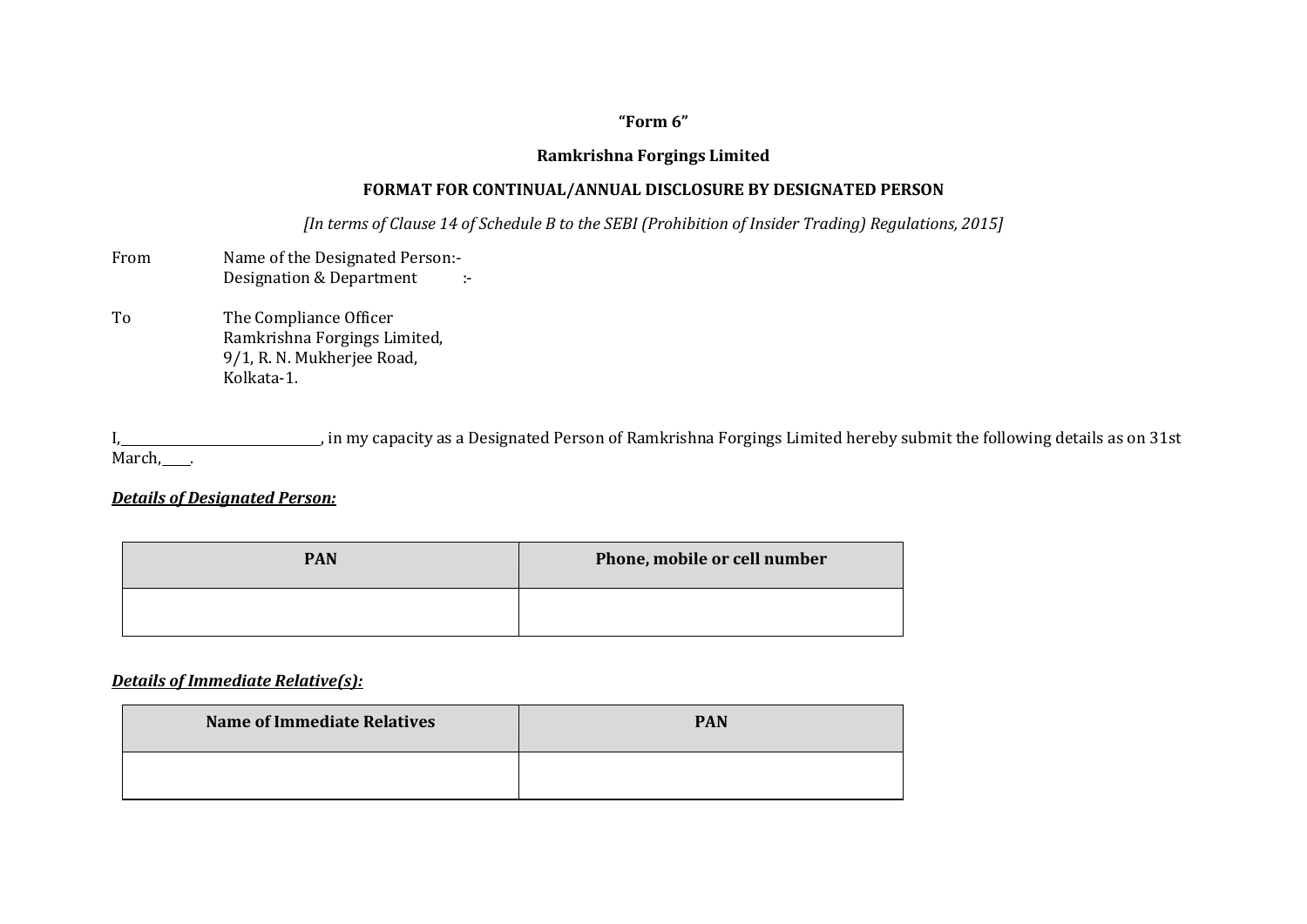**“Form 6”**

**Ramkrishna Forgings Limited**

**FORMAT FOR CONTINUAL/ANNUAL DISCLOSURE BY DESIGNATED PERSON**

*[In terms of Clause 14 of Schedule B to the SEBI (Prohibition of Insider Trading) Regulations, 2015]*

From Name of the Designated Person:-
Designation & Department :-

To The Compliance Officer
Ramkrishna Forgings Limited,
9/1, R. N. Mukherjee Road,
Kolkata-1.

I,______________________________, in my capacity as a Designated Person of Ramkrishna Forgings Limited hereby submit the following details as on 31st March,____.

***Details of Designated Person:***

| PAN | Phone, mobile or cell number |
|---|---|
| | |

***Details of Immediate Relative(s):***

| Name of Immediate Relatives | PAN |
|---|---|
| | |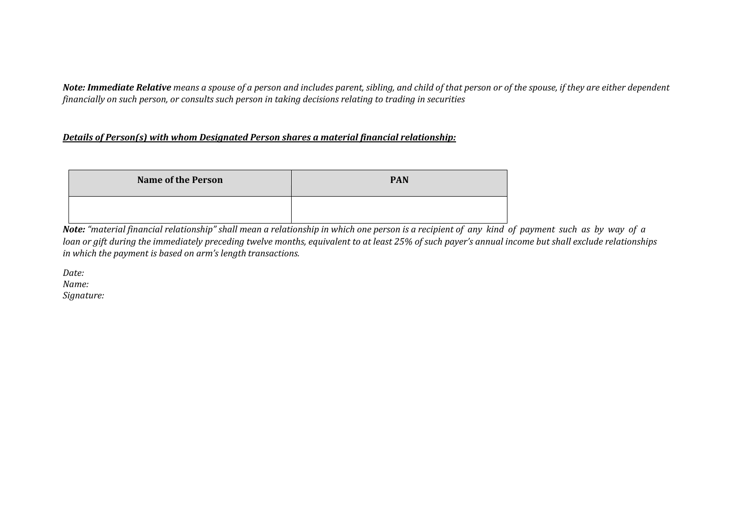***Note: Immediate Relative*** *means a spouse of a person and includes parent, sibling, and child of that person or of the spouse, if they are either dependent financially on such person, or consults such person in taking decisions relating to trading in securities*

***Details of Person(s) with whom Designated Person shares a material financial relationship:***

| Name of the Person | PAN |
| --- | --- |
| | |

***Note:*** *"material financial relationship" shall mean a relationship in which one person is a recipient of any kind of payment such as by way of a loan or gift during the immediately preceding twelve months, equivalent to at least 25% of such payer's annual income but shall exclude relationships in which the payment is based on arm's length transactions.*

*Date:*
*Name:*
*Signature:*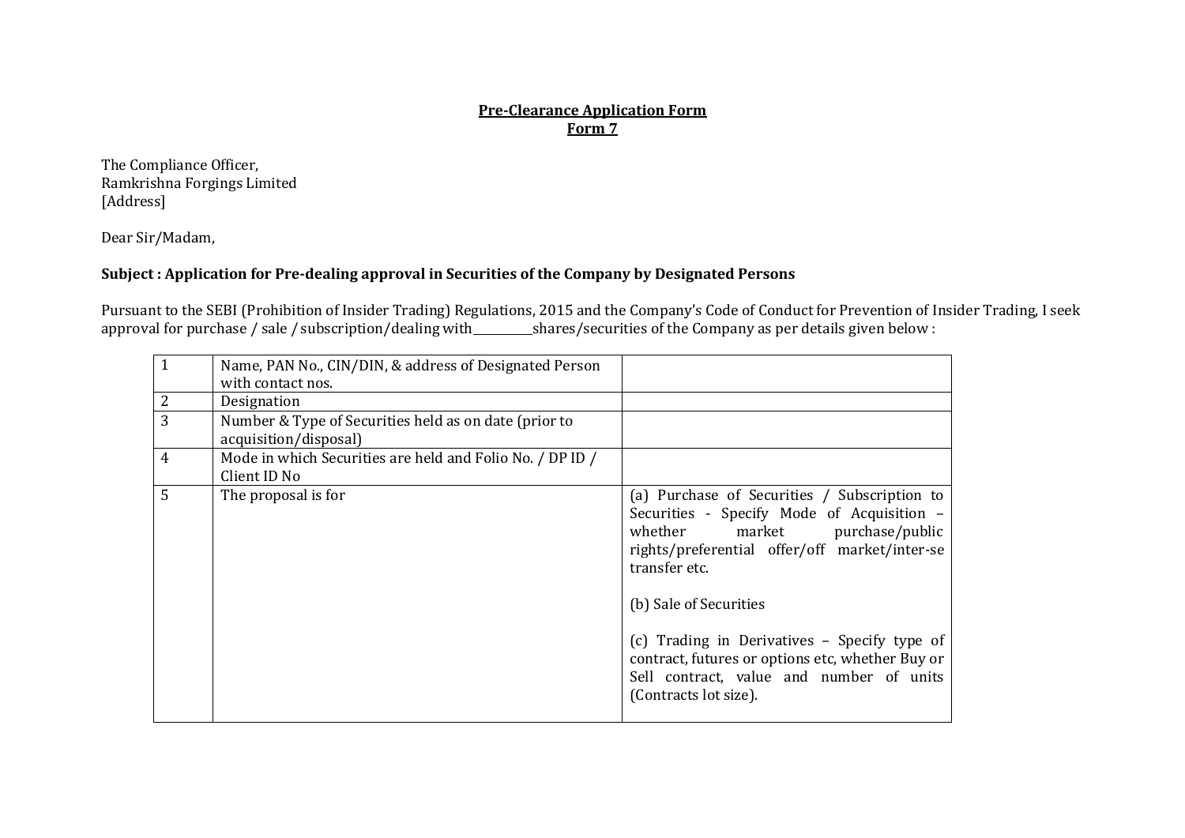**Pre-Clearance Application Form**
**Form 7**

The Compliance Officer,
Ramkrishna Forgings Limited
[Address]

Dear Sir/Madam,

**Subject : Application for Pre-dealing approval in Securities of the Company by Designated Persons**

Pursuant to the SEBI (Prohibition of Insider Trading) Regulations, 2015 and the Company's Code of Conduct for Prevention of Insider Trading, I seek approval for purchase / sale / subscription/dealing with__________shares/securities of the Company as per details given below :

| | | |
|---|---|---|
| 1 | Name, PAN No., CIN/DIN, & address of Designated Person with contact nos. | |
| 2 | Designation | |
| 3 | Number & Type of Securities held as on date (prior to acquisition/disposal) | |
| 4 | Mode in which Securities are held and Folio No. / DP ID / Client ID No | |
| 5 | The proposal is for | (a) Purchase of Securities / Subscription to Securities - Specify Mode of Acquisition – whether market purchase/public rights/preferential offer/off market/inter-se transfer etc.<br><br>(b) Sale of Securities<br><br>(c) Trading in Derivatives – Specify type of contract, futures or options etc, whether Buy or Sell contract, value and number of units (Contracts lot size). |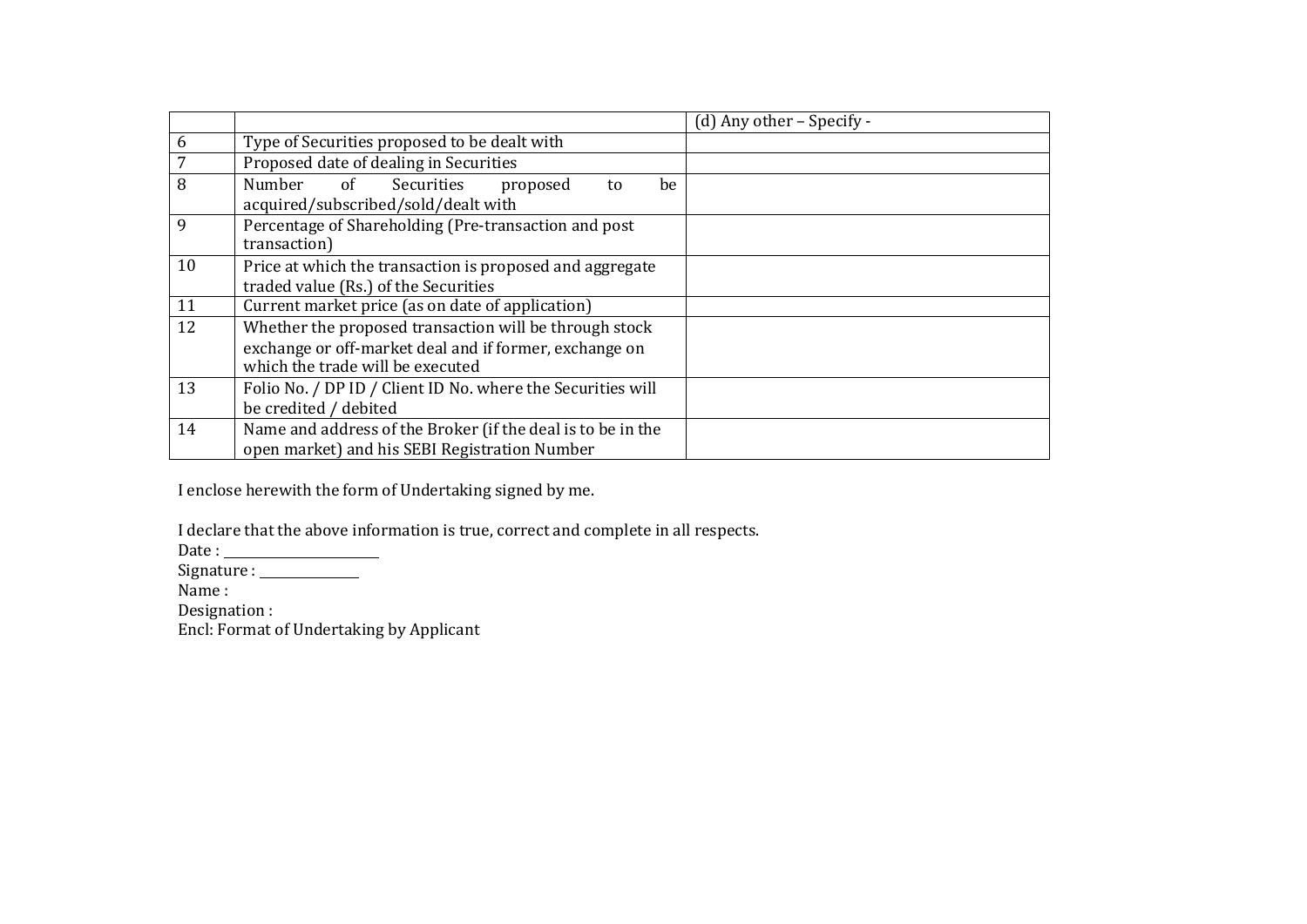| | | (d) Any other – Specify - |
|---|---|---|
| 6 | Type of Securities proposed to be dealt with | |
| 7 | Proposed date of dealing in Securities | |
| 8 | Number of Securities proposed to be acquired/subscribed/sold/dealt with | |
| 9 | Percentage of Shareholding (Pre-transaction and post transaction) | |
| 10 | Price at which the transaction is proposed and aggregate traded value (Rs.) of the Securities | |
| 11 | Current market price (as on date of application) | |
| 12 | Whether the proposed transaction will be through stock exchange or off-market deal and if former, exchange on which the trade will be executed | |
| 13 | Folio No. / DP ID / Client ID No. where the Securities will be credited / debited | |
| 14 | Name and address of the Broker (if the deal is to be in the open market) and his SEBI Registration Number | |

I enclose herewith the form of Undertaking signed by me.

I declare that the above information is true, correct and complete in all respects.
Date : ______________________
Signature : ______________
Name :
Designation :
Encl: Format of Undertaking by Applicant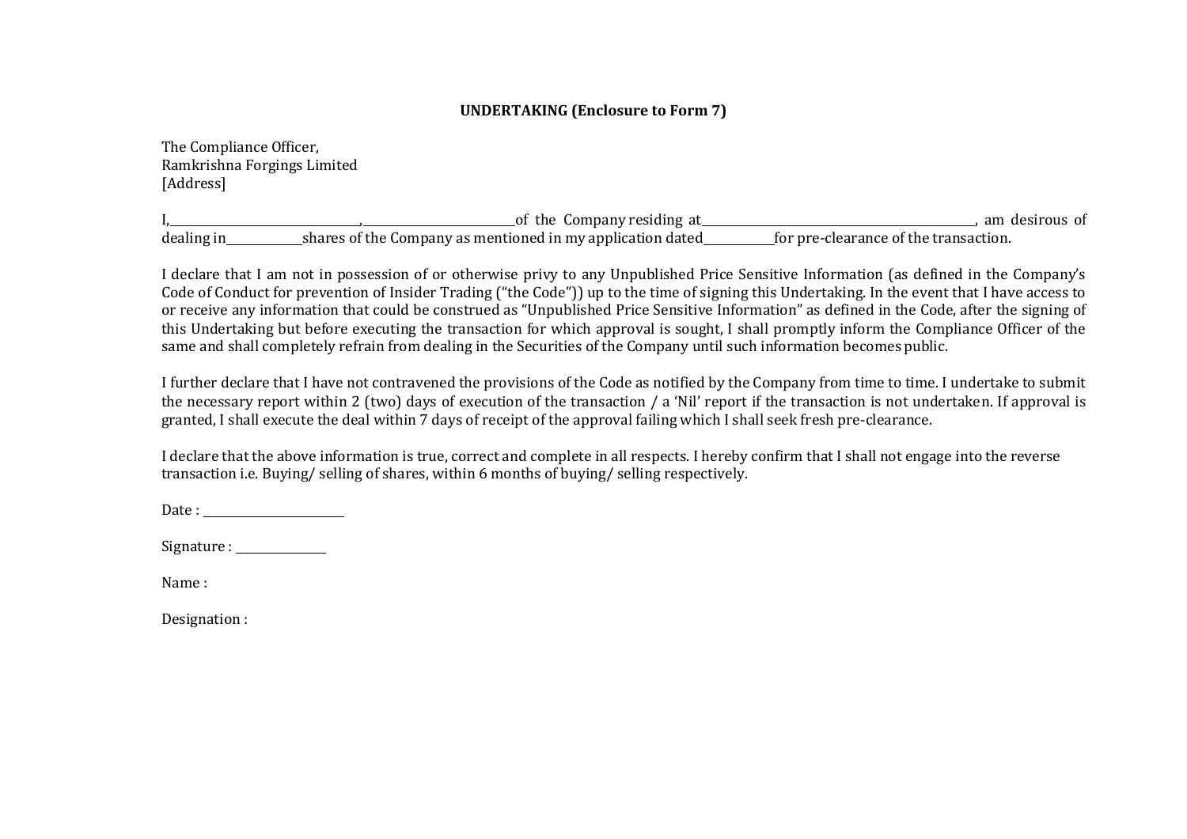**UNDERTAKING (Enclosure to Form 7)**

The Compliance Officer,
Ramkrishna Forgings Limited
[Address]

I,\_\_\_\_\_\_\_\_\_\_\_\_\_\_\_\_\_\_\_\_\_\_\_\_\_\_\_\_\_\_\_\_,\_\_\_\_\_\_\_\_\_\_\_\_\_\_\_\_\_\_\_\_\_\_\_\_\_\_of the Company residing at\_\_\_\_\_\_\_\_\_\_\_\_\_\_\_\_\_\_\_\_\_\_\_\_\_\_\_\_\_\_\_\_\_\_\_\_\_\_\_\_\_\_\_\_\_\_, am desirous of dealing in\_\_\_\_\_\_\_\_\_\_\_\_\_shares of the Company as mentioned in my application dated\_\_\_\_\_\_\_\_\_\_\_\_for pre-clearance of the transaction.

I declare that I am not in possession of or otherwise privy to any Unpublished Price Sensitive Information (as defined in the Company's Code of Conduct for prevention of Insider Trading ("the Code")) up to the time of signing this Undertaking. In the event that I have access to or receive any information that could be construed as "Unpublished Price Sensitive Information" as defined in the Code, after the signing of this Undertaking but before executing the transaction for which approval is sought, I shall promptly inform the Compliance Officer of the same and shall completely refrain from dealing in the Securities of the Company until such information becomes public.

I further declare that I have not contravened the provisions of the Code as notified by the Company from time to time. I undertake to submit the necessary report within 2 (two) days of execution of the transaction / a 'Nil' report if the transaction is not undertaken. If approval is granted, I shall execute the deal within 7 days of receipt of the approval failing which I shall seek fresh pre-clearance.

I declare that the above information is true, correct and complete in all respects. I hereby confirm that I shall not engage into the reverse transaction i.e. Buying/ selling of shares, within 6 months of buying/ selling respectively.

Date : \_\_\_\_\_\_\_\_\_\_\_\_\_\_\_\_\_\_\_\_\_\_\_

Signature : \_\_\_\_\_\_\_\_\_\_\_\_\_\_\_

Name :

Designation :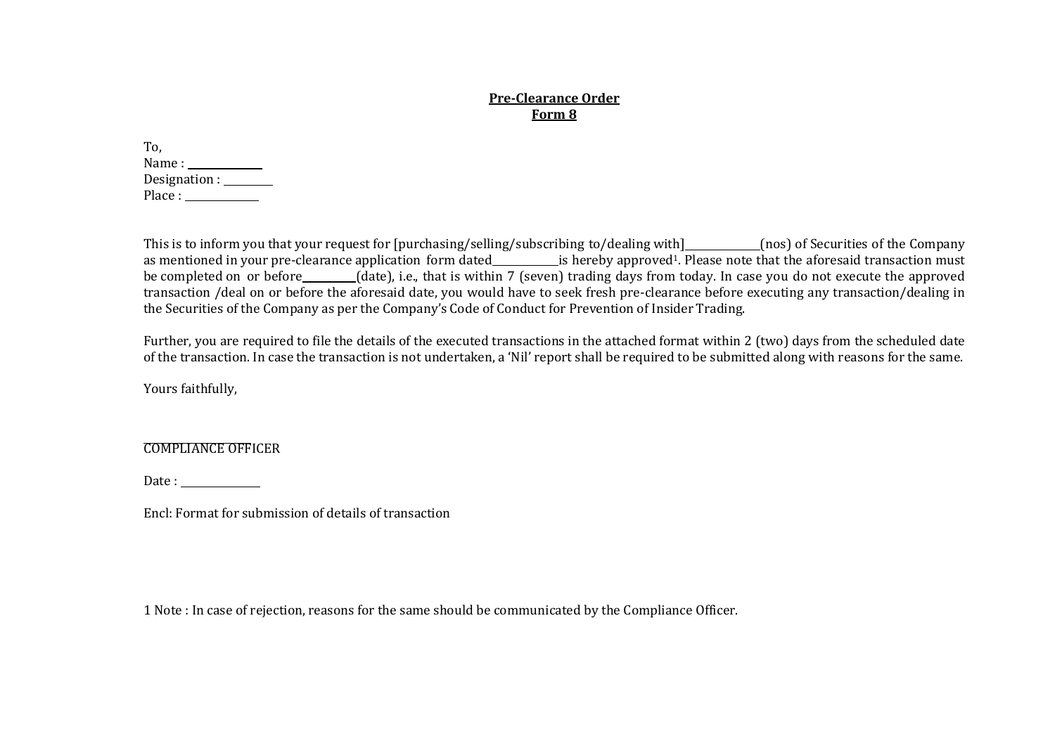**Pre-Clearance Order**
**Form 8**

To,
Name : ____________
Designation : ________
Place : ____________

This is to inform you that your request for [purchasing/selling/subscribing to/dealing with]____________(nos) of Securities of the Company as mentioned in your pre-clearance application form dated___________is hereby approved[1]. Please note that the aforesaid transaction must be completed on or before_________(date), i.e., that is within 7 (seven) trading days from today. In case you do not execute the approved transaction /deal on or before the aforesaid date, you would have to seek fresh pre-clearance before executing any transaction/dealing in the Securities of the Company as per the Company's Code of Conduct for Prevention of Insider Trading.

Further, you are required to file the details of the executed transactions in the attached format within 2 (two) days from the scheduled date of the transaction. In case the transaction is not undertaken, a 'Nil' report shall be required to be submitted along with reasons for the same.

Yours faithfully,

_______________
COMPLIANCE OFFICER

Date : _____________

Encl: Format for submission of details of transaction

1 Note : In case of rejection, reasons for the same should be communicated by the Compliance Officer.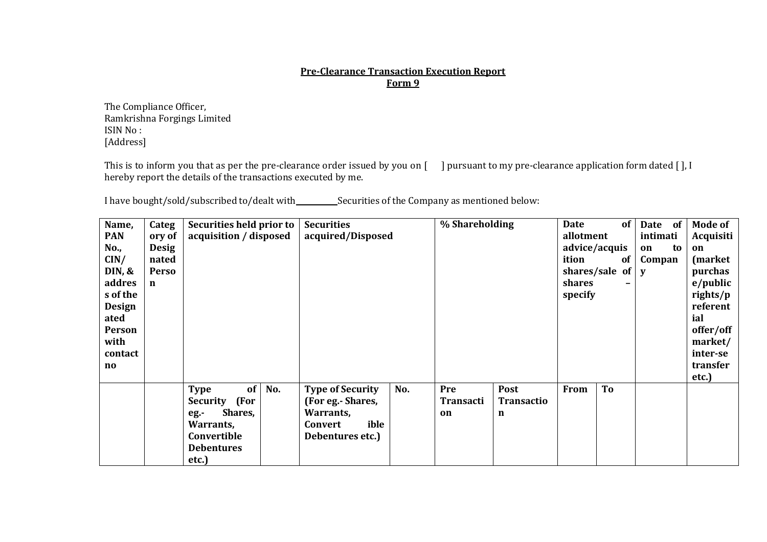**Pre-Clearance Transaction Execution Report**
**Form 9**

The Compliance Officer,
Ramkrishna Forgings Limited
ISIN No :
[Address]

This is to inform you that as per the pre-clearance order issued by you on [ ] pursuant to my pre-clearance application form dated [ ], I hereby report the details of the transactions executed by me.

I have bought/sold/subscribed to/dealt with __________ Securities of the Company as mentioned below:

| Name, PAN No., CIN/ DIN, & address of the Designated Person with contact no | Category of Designated Person | Securities held prior to acquisition / disposed | | Securities acquired/Disposed | | % Shareholding | | Date of allotment advice/acquisition of shares/sale of shares – specify | | Date of intimation to Company | Mode of Acquisition (market purchase/public rights/preferential offer/off market/ inter-se transfer etc.) |
|---|---|---|---|---|---|---|---|---|---|---|---|
| | | Type of Security (For eg.- Shares, Warrants, Convertible Debentures etc.) | No. | Type of Security (For eg.- Shares, Warrants, Convertible Debentures etc.) | No. | Pre Transaction | Post Transaction | From | To | | |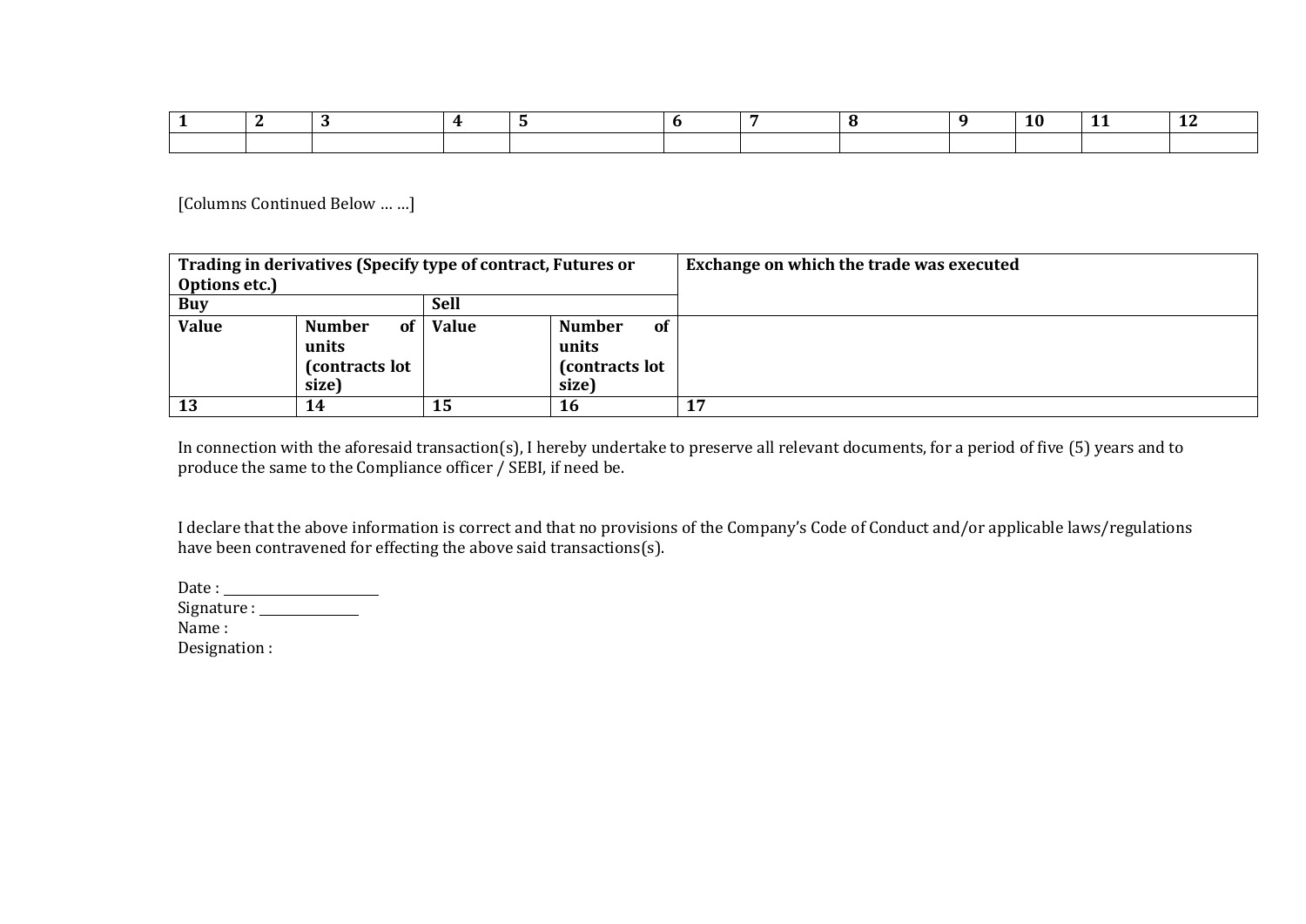| 1 | 2 | 3 | 4 | 5 | 6 | 7 | 8 | 9 | 10 | 11 | 12 |
|---|---|---|---|---|---|---|---|---|---|---|---|
| | | | | | | | | | | | |

[Columns Continued Below … …]

| **Trading in derivatives (Specify type of contract, Futures or Options etc.)** | | | | **Exchange on which the trade was executed** |
|---|---|---|---|---|
| **Buy** | | **Sell** | | |
| **Value** | **Number of units (contracts lot size)** | **Value** | **Number of units (contracts lot size)** | |
| **13** | **14** | **15** | **16** | **17** |

In connection with the aforesaid transaction(s), I hereby undertake to preserve all relevant documents, for a period of five (5) years and to produce the same to the Compliance officer / SEBI, if need be.

I declare that the above information is correct and that no provisions of the Company's Code of Conduct and/or applicable laws/regulations have been contravened for effecting the above said transactions(s).

Date : ______________________
Signature : _____________
Name :
Designation :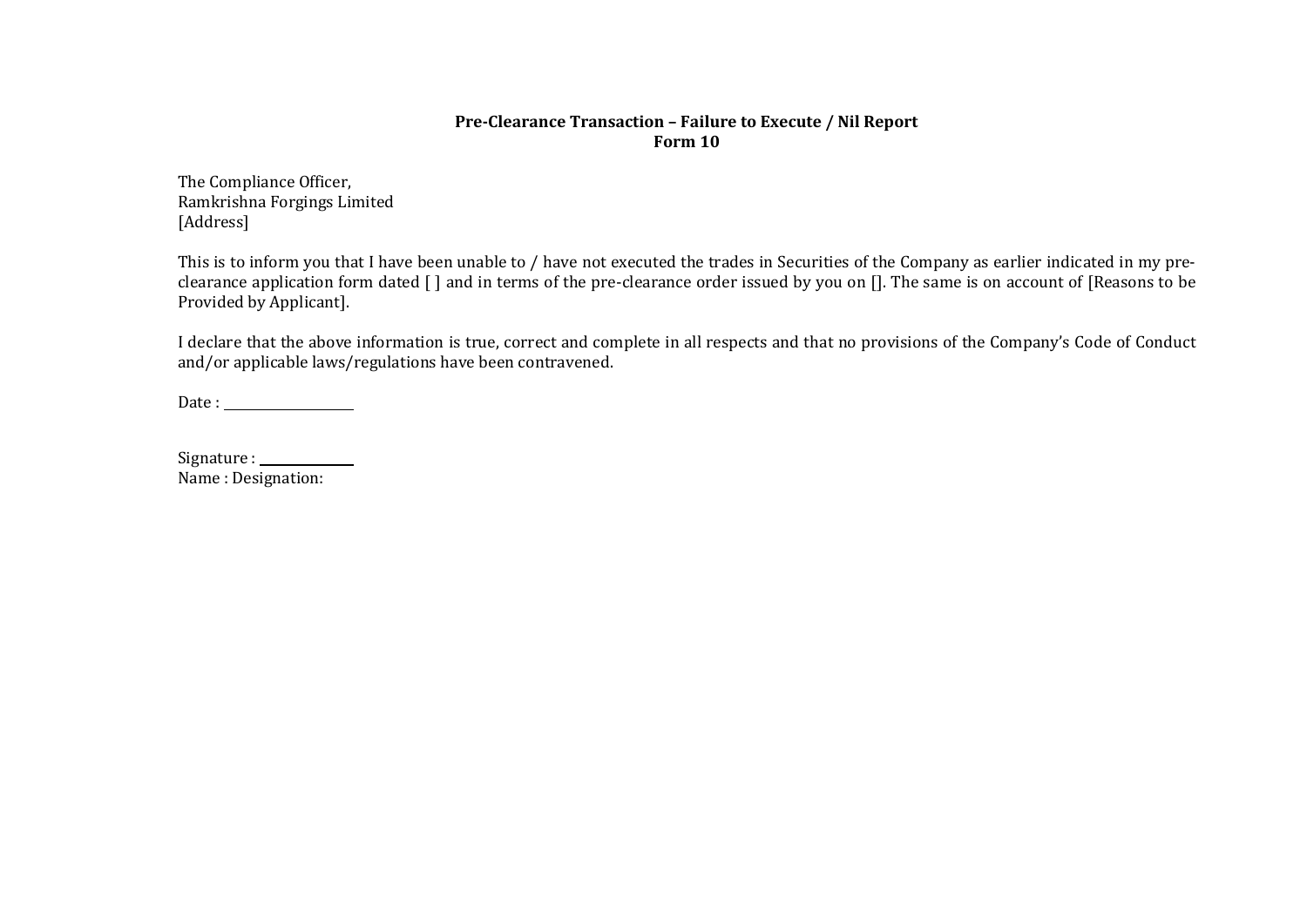**Pre-Clearance Transaction – Failure to Execute / Nil Report**
**Form 10**

The Compliance Officer,
Ramkrishna Forgings Limited
[Address]

This is to inform you that I have been unable to / have not executed the trades in Securities of the Company as earlier indicated in my pre-clearance application form dated [ ] and in terms of the pre-clearance order issued by you on []. The same is on account of [Reasons to be Provided by Applicant].

I declare that the above information is true, correct and complete in all respects and that no provisions of the Company's Code of Conduct and/or applicable laws/regulations have been contravened.

Date : ________________

Signature : ____________
Name : Designation: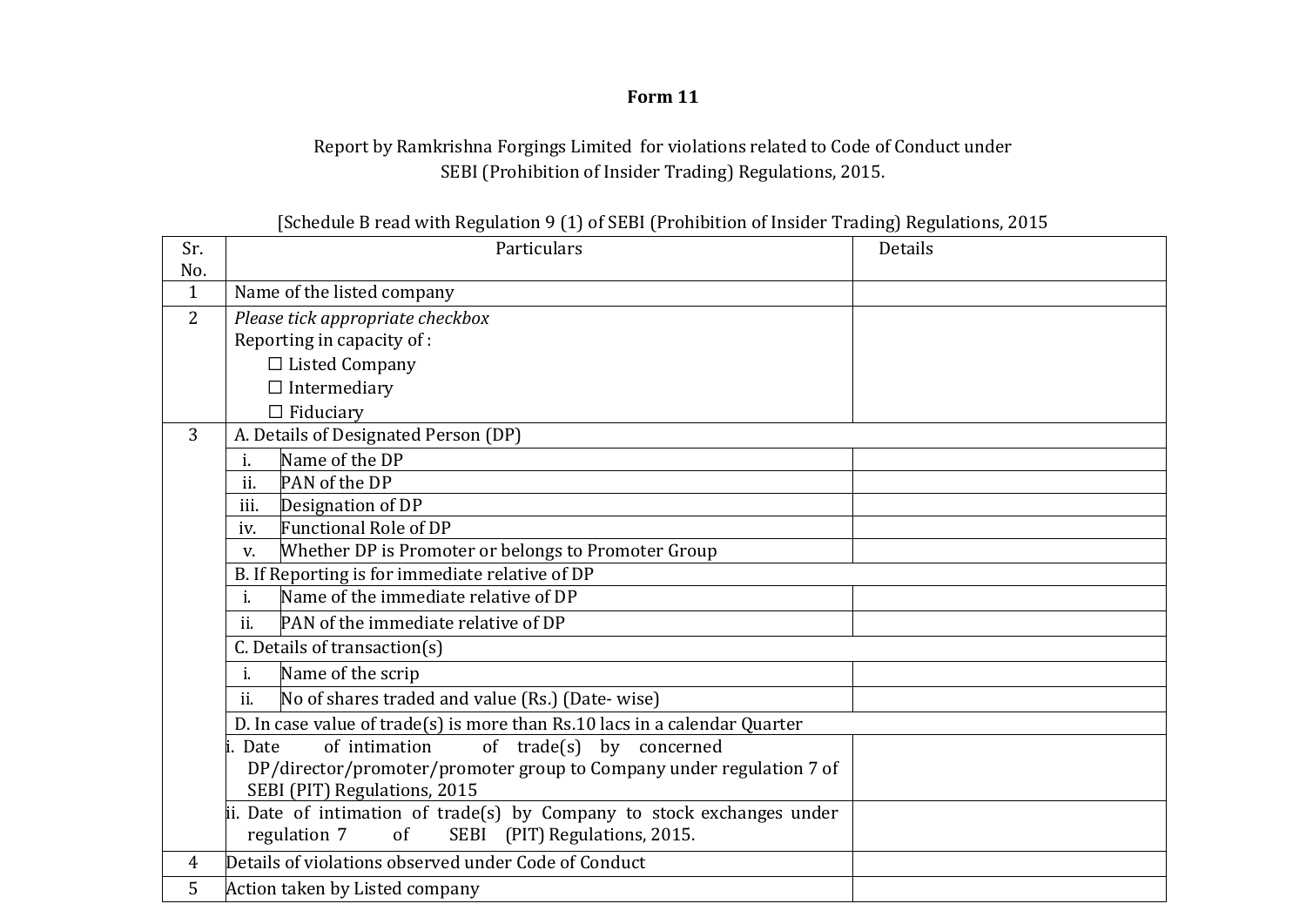**Form 11**

Report by Ramkrishna Forgings Limited for violations related to Code of Conduct under SEBI (Prohibition of Insider Trading) Regulations, 2015.

[Schedule B read with Regulation 9 (1) of SEBI (Prohibition of Insider Trading) Regulations, 2015

| Sr. No. | | Particulars | Details |
|---|---|---|---|
| 1 | | Name of the listed company | |
| 2 | | *Please tick appropriate checkbox*<br>Reporting in capacity of :<br>☐ Listed Company<br>☐ Intermediary<br>☐ Fiduciary | |
| 3 | A. Details of Designated Person (DP) | | |
| | i. | Name of the DP | |
| | ii. | PAN of the DP | |
| | iii. | Designation of DP | |
| | iv. | Functional Role of DP | |
| | v. | Whether DP is Promoter or belongs to Promoter Group | |
| | B. If Reporting is for immediate relative of DP | | |
| | i. | Name of the immediate relative of DP | |
| | ii. | PAN of the immediate relative of DP | |
| | C. Details of transaction(s) | | |
| | i. | Name of the scrip | |
| | ii. | No of shares traded and value (Rs.) (Date- wise) | |
| | D. In case value of trade(s) is more than Rs.10 lacs in a calendar Quarter | | |
| | i. | Date of intimation of trade(s) by concerned DP/director/promoter/promoter group to Company under regulation 7 of SEBI (PIT) Regulations, 2015 | |
| | ii. | Date of intimation of trade(s) by Company to stock exchanges under regulation 7 of SEBI (PIT) Regulations, 2015. | |
| 4 | | Details of violations observed under Code of Conduct | |
| 5 | | Action taken by Listed company | |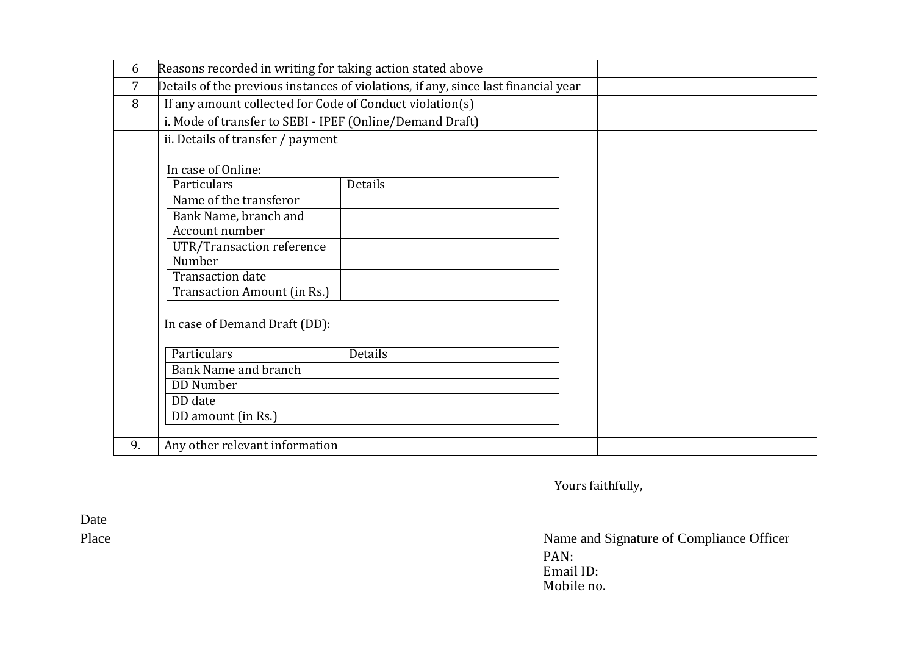| | | |
|---|---|---|
| 6 | Reasons recorded in writing for taking action stated above | |
| 7 | Details of the previous instances of violations, if any, since last financial year | |
| 8 | If any amount collected for Code of Conduct violation(s) | |
| | i. Mode of transfer to SEBI - IPEF (Online/Demand Draft) | |
| | ii. Details of transfer / payment | |
| 9. | Any other relevant information | |

In case of Online:

| Particulars | Details |
|---|---|
| Name of the transferor | |
| Bank Name, branch and Account number | |
| UTR/Transaction reference Number | |
| Transaction date | |
| Transaction Amount (in Rs.) | |

In case of Demand Draft (DD):

| Particulars | Details |
|---|---|
| Bank Name and branch | |
| DD Number | |
| DD date | |
| DD amount (in Rs.) | |

Yours faithfully,

Date

Place

Name and Signature of Compliance Officer

PAN:

Email ID:

Mobile no.